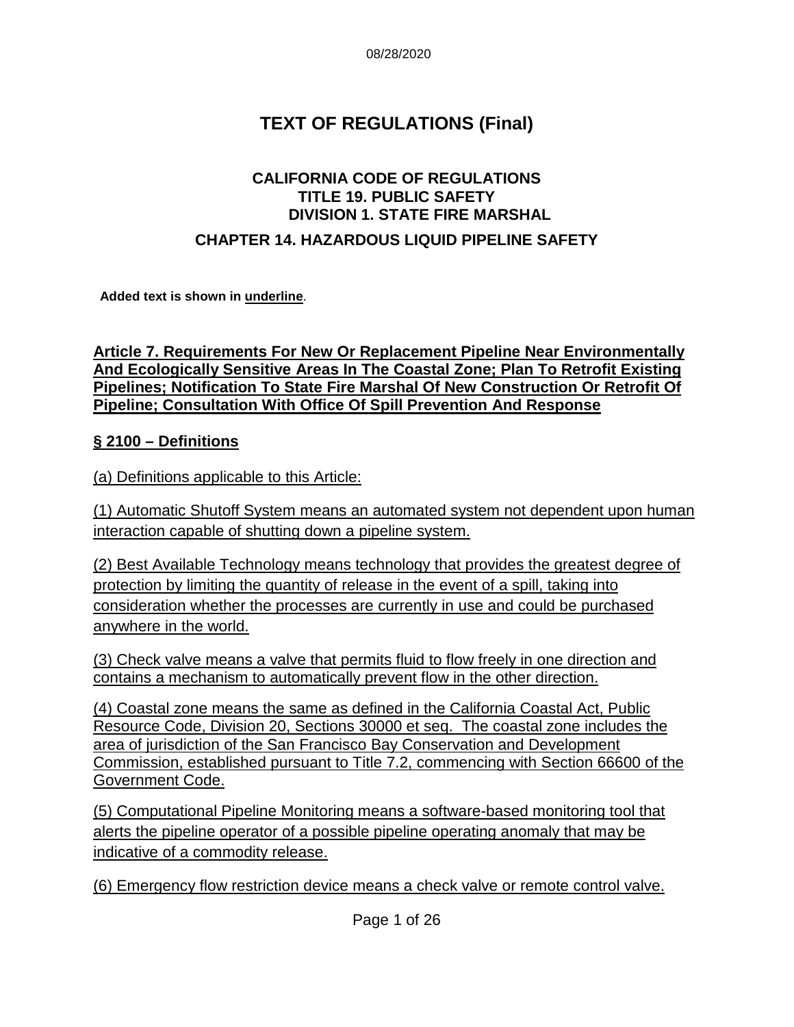08/28/2020

# TEXT OF REGULATIONS (Final)

## CALIFORNIA CODE OF REGULATIONS
## TITLE 19. PUBLIC SAFETY
## DIVISION 1. STATE FIRE MARSHAL

## CHAPTER 14. HAZARDOUS LIQUID PIPELINE SAFETY

**Added text is shown in underline**.

### Article 7. Requirements For New Or Replacement Pipeline Near Environmentally And Ecologically Sensitive Areas In The Coastal Zone; Plan To Retrofit Existing Pipelines; Notification To State Fire Marshal Of New Construction Or Retrofit Of Pipeline; Consultation With Office Of Spill Prevention And Response

### § 2100 – Definitions

(a) Definitions applicable to this Article:

(1) Automatic Shutoff System means an automated system not dependent upon human interaction capable of shutting down a pipeline system.

(2) Best Available Technology means technology that provides the greatest degree of protection by limiting the quantity of release in the event of a spill, taking into consideration whether the processes are currently in use and could be purchased anywhere in the world.

(3) Check valve means a valve that permits fluid to flow freely in one direction and contains a mechanism to automatically prevent flow in the other direction.

(4) Coastal zone means the same as defined in the California Coastal Act, Public Resource Code, Division 20, Sections 30000 et seq. The coastal zone includes the area of jurisdiction of the San Francisco Bay Conservation and Development Commission, established pursuant to Title 7.2, commencing with Section 66600 of the Government Code.

(5) Computational Pipeline Monitoring means a software-based monitoring tool that alerts the pipeline operator of a possible pipeline operating anomaly that may be indicative of a commodity release.

(6) Emergency flow restriction device means a check valve or remote control valve.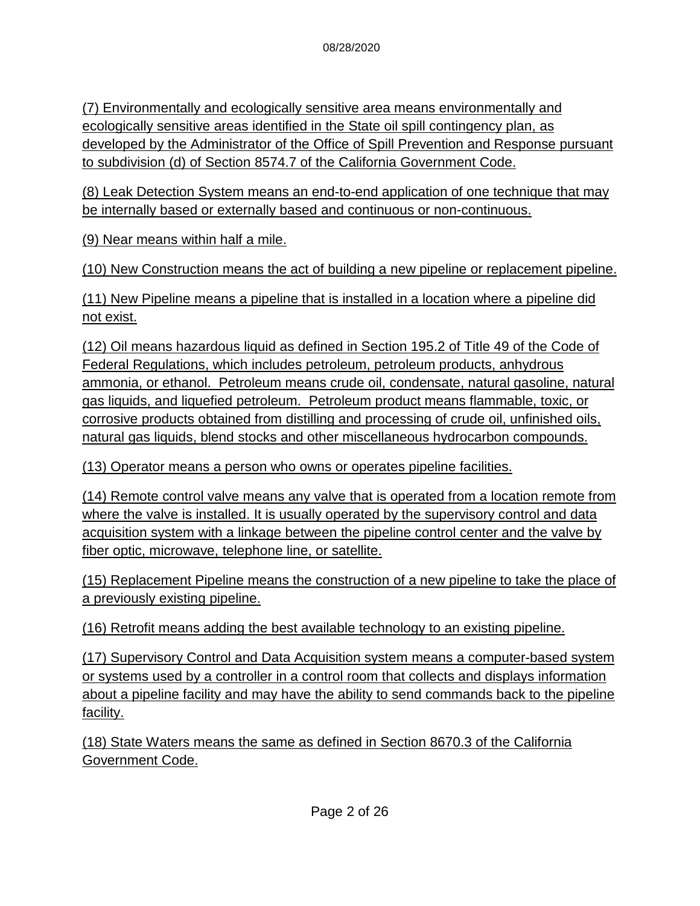(7) Environmentally and ecologically sensitive area means environmentally and ecologically sensitive areas identified in the State oil spill contingency plan, as developed by the Administrator of the Office of Spill Prevention and Response pursuant to subdivision (d) of Section 8574.7 of the California Government Code.

(8) Leak Detection System means an end-to-end application of one technique that may be internally based or externally based and continuous or non-continuous.

(9) Near means within half a mile.

(10) New Construction means the act of building a new pipeline or replacement pipeline.

(11) New Pipeline means a pipeline that is installed in a location where a pipeline did not exist.

(12) Oil means hazardous liquid as defined in Section 195.2 of Title 49 of the Code of Federal Regulations, which includes petroleum, petroleum products, anhydrous ammonia, or ethanol. Petroleum means crude oil, condensate, natural gasoline, natural gas liquids, and liquefied petroleum. Petroleum product means flammable, toxic, or corrosive products obtained from distilling and processing of crude oil, unfinished oils, natural gas liquids, blend stocks and other miscellaneous hydrocarbon compounds.

(13) Operator means a person who owns or operates pipeline facilities.

(14) Remote control valve means any valve that is operated from a location remote from where the valve is installed. It is usually operated by the supervisory control and data acquisition system with a linkage between the pipeline control center and the valve by fiber optic, microwave, telephone line, or satellite.

(15) Replacement Pipeline means the construction of a new pipeline to take the place of a previously existing pipeline.

(16) Retrofit means adding the best available technology to an existing pipeline.

(17) Supervisory Control and Data Acquisition system means a computer-based system or systems used by a controller in a control room that collects and displays information about a pipeline facility and may have the ability to send commands back to the pipeline facility.

(18) State Waters means the same as defined in Section 8670.3 of the California Government Code.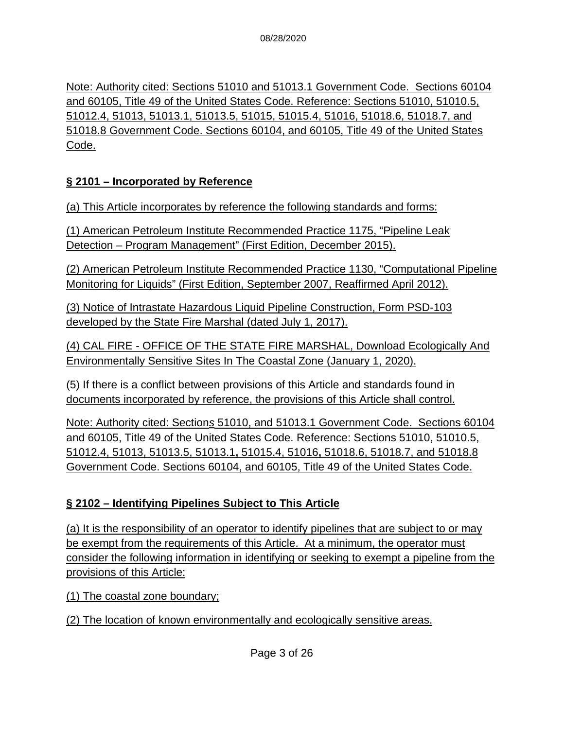Note: Authority cited: Sections 51010 and 51013.1 Government Code. Sections 60104 and 60105, Title 49 of the United States Code. Reference: Sections 51010, 51010.5, 51012.4, 51013, 51013.1, 51013.5, 51015, 51015.4, 51016, 51018.6, 51018.7, and 51018.8 Government Code. Sections 60104, and 60105, Title 49 of the United States Code.

## § 2101 – Incorporated by Reference

(a) This Article incorporates by reference the following standards and forms:

(1) American Petroleum Institute Recommended Practice 1175, "Pipeline Leak Detection – Program Management" (First Edition, December 2015).

(2) American Petroleum Institute Recommended Practice 1130, "Computational Pipeline Monitoring for Liquids" (First Edition, September 2007, Reaffirmed April 2012).

(3) Notice of Intrastate Hazardous Liquid Pipeline Construction, Form PSD-103 developed by the State Fire Marshal (dated July 1, 2017).

(4) CAL FIRE - OFFICE OF THE STATE FIRE MARSHAL, Download Ecologically And Environmentally Sensitive Sites In The Coastal Zone (January 1, 2020).

(5) If there is a conflict between provisions of this Article and standards found in documents incorporated by reference, the provisions of this Article shall control.

Note: Authority cited: Sections 51010, and 51013.1 Government Code. Sections 60104 and 60105, Title 49 of the United States Code. Reference: Sections 51010, 51010.5, 51012.4, 51013, 51013.5, 51013.1, 51015.4, 51016, 51018.6, 51018.7, and 51018.8 Government Code. Sections 60104, and 60105, Title 49 of the United States Code.

## § 2102 – Identifying Pipelines Subject to This Article

(a) It is the responsibility of an operator to identify pipelines that are subject to or may be exempt from the requirements of this Article. At a minimum, the operator must consider the following information in identifying or seeking to exempt a pipeline from the provisions of this Article:

(1) The coastal zone boundary;

(2) The location of known environmentally and ecologically sensitive areas.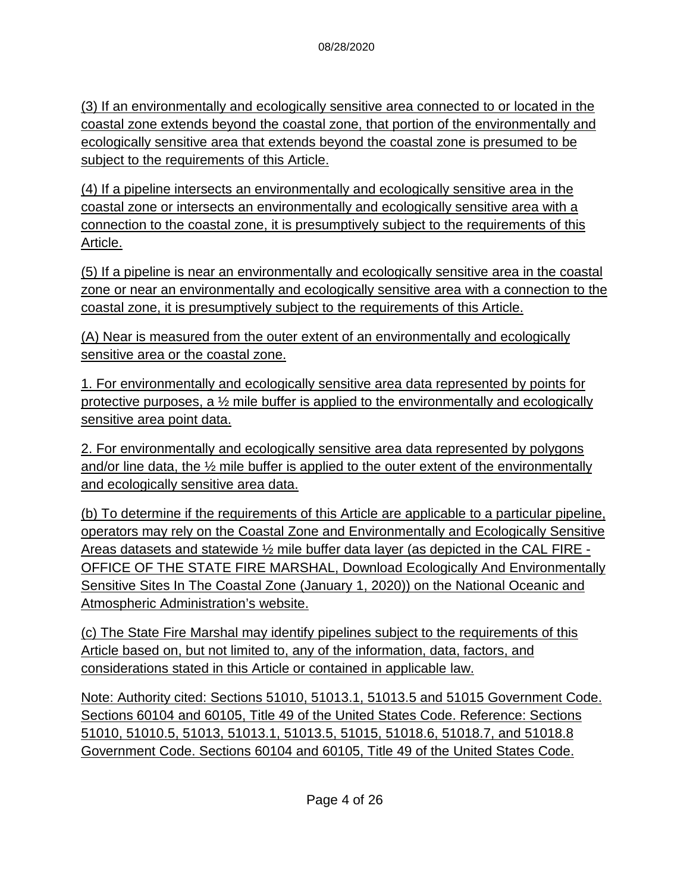(3) If an environmentally and ecologically sensitive area connected to or located in the coastal zone extends beyond the coastal zone, that portion of the environmentally and ecologically sensitive area that extends beyond the coastal zone is presumed to be subject to the requirements of this Article.

(4) If a pipeline intersects an environmentally and ecologically sensitive area in the coastal zone or intersects an environmentally and ecologically sensitive area with a connection to the coastal zone, it is presumptively subject to the requirements of this Article.

(5) If a pipeline is near an environmentally and ecologically sensitive area in the coastal zone or near an environmentally and ecologically sensitive area with a connection to the coastal zone, it is presumptively subject to the requirements of this Article.

(A) Near is measured from the outer extent of an environmentally and ecologically sensitive area or the coastal zone.

1. For environmentally and ecologically sensitive area data represented by points for protective purposes, a ½ mile buffer is applied to the environmentally and ecologically sensitive area point data.

2. For environmentally and ecologically sensitive area data represented by polygons and/or line data, the ½ mile buffer is applied to the outer extent of the environmentally and ecologically sensitive area data.

(b) To determine if the requirements of this Article are applicable to a particular pipeline, operators may rely on the Coastal Zone and Environmentally and Ecologically Sensitive Areas datasets and statewide ½ mile buffer data layer (as depicted in the CAL FIRE - OFFICE OF THE STATE FIRE MARSHAL, Download Ecologically And Environmentally Sensitive Sites In The Coastal Zone (January 1, 2020)) on the National Oceanic and Atmospheric Administration's website.

(c) The State Fire Marshal may identify pipelines subject to the requirements of this Article based on, but not limited to, any of the information, data, factors, and considerations stated in this Article or contained in applicable law.

Note: Authority cited: Sections 51010, 51013.1, 51013.5 and 51015 Government Code. Sections 60104 and 60105, Title 49 of the United States Code. Reference: Sections 51010, 51010.5, 51013, 51013.1, 51013.5, 51015, 51018.6, 51018.7, and 51018.8 Government Code. Sections 60104 and 60105, Title 49 of the United States Code.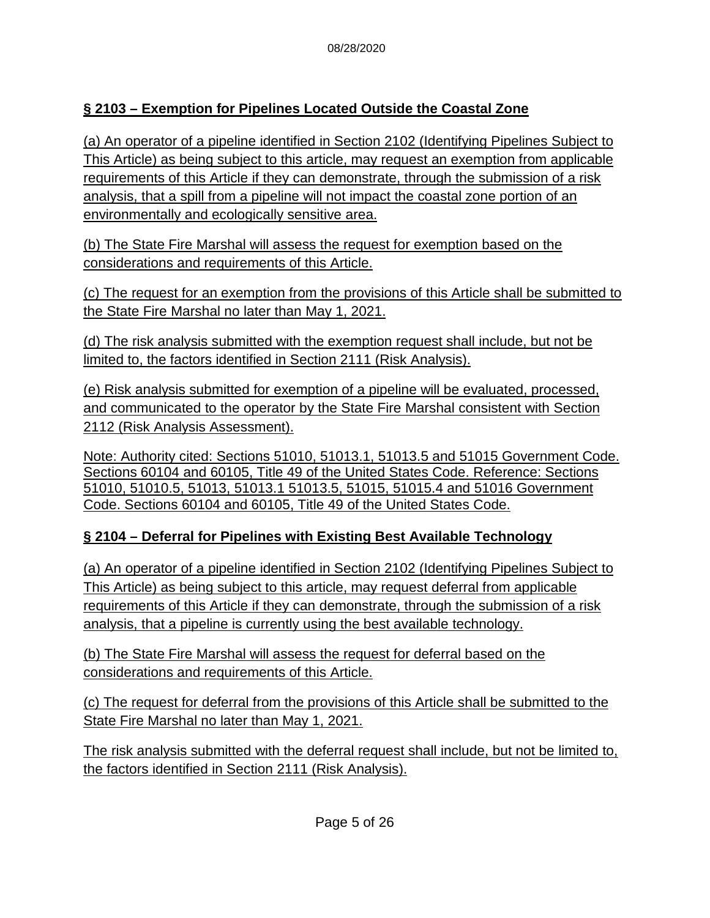## § 2103 – Exemption for Pipelines Located Outside the Coastal Zone

(a) An operator of a pipeline identified in Section 2102 (Identifying Pipelines Subject to This Article) as being subject to this article, may request an exemption from applicable requirements of this Article if they can demonstrate, through the submission of a risk analysis, that a spill from a pipeline will not impact the coastal zone portion of an environmentally and ecologically sensitive area.

(b) The State Fire Marshal will assess the request for exemption based on the considerations and requirements of this Article.

(c) The request for an exemption from the provisions of this Article shall be submitted to the State Fire Marshal no later than May 1, 2021.

(d) The risk analysis submitted with the exemption request shall include, but not be limited to, the factors identified in Section 2111 (Risk Analysis).

(e) Risk analysis submitted for exemption of a pipeline will be evaluated, processed, and communicated to the operator by the State Fire Marshal consistent with Section 2112 (Risk Analysis Assessment).

Note: Authority cited: Sections 51010, 51013.1, 51013.5 and 51015 Government Code. Sections 60104 and 60105, Title 49 of the United States Code. Reference: Sections 51010, 51010.5, 51013, 51013.1 51013.5, 51015, 51015.4 and 51016 Government Code. Sections 60104 and 60105, Title 49 of the United States Code.

## § 2104 – Deferral for Pipelines with Existing Best Available Technology

(a) An operator of a pipeline identified in Section 2102 (Identifying Pipelines Subject to This Article) as being subject to this article, may request deferral from applicable requirements of this Article if they can demonstrate, through the submission of a risk analysis, that a pipeline is currently using the best available technology.

(b) The State Fire Marshal will assess the request for deferral based on the considerations and requirements of this Article.

(c) The request for deferral from the provisions of this Article shall be submitted to the State Fire Marshal no later than May 1, 2021.

The risk analysis submitted with the deferral request shall include, but not be limited to, the factors identified in Section 2111 (Risk Analysis).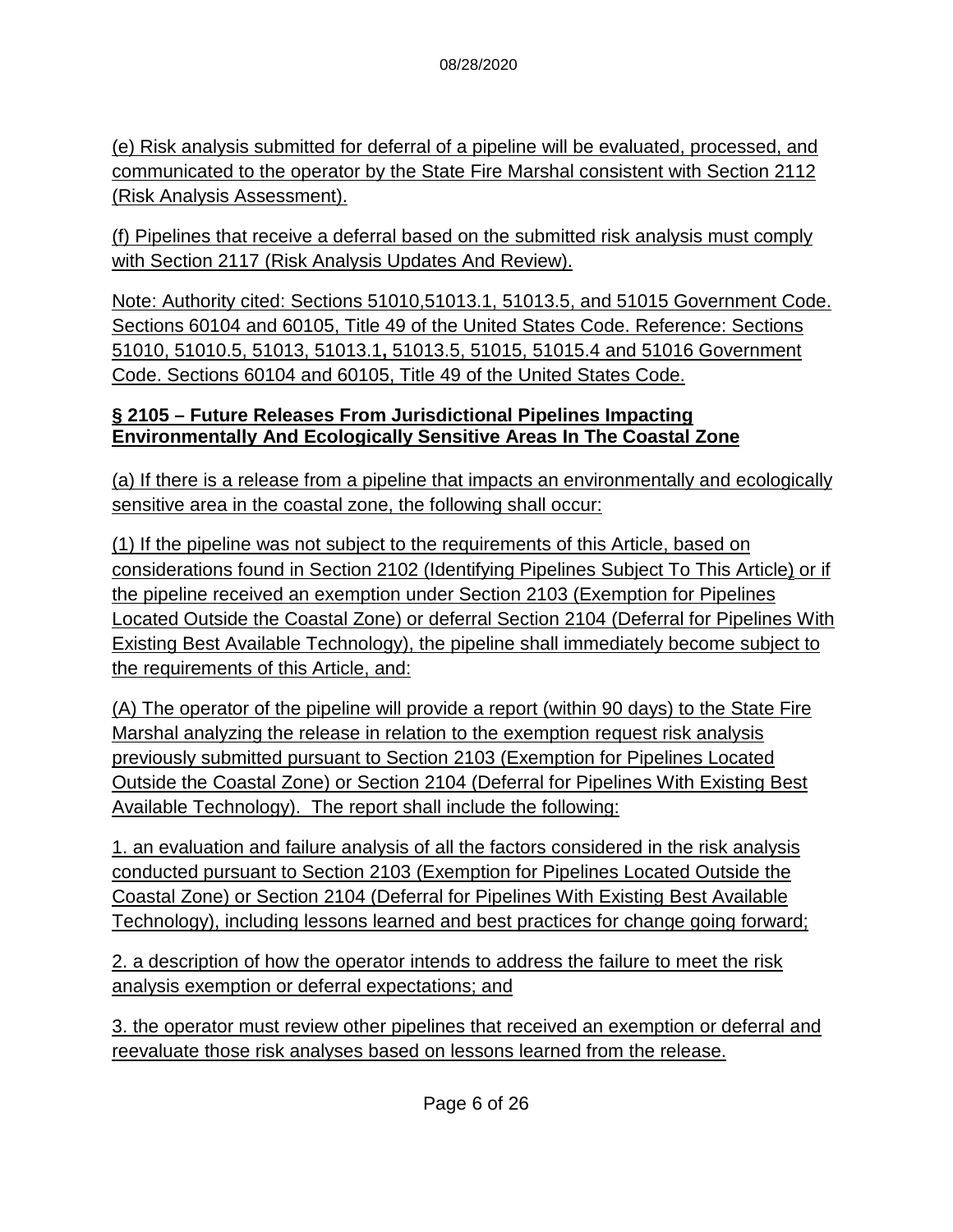(e) Risk analysis submitted for deferral of a pipeline will be evaluated, processed, and communicated to the operator by the State Fire Marshal consistent with Section 2112 (Risk Analysis Assessment).

(f) Pipelines that receive a deferral based on the submitted risk analysis must comply with Section 2117 (Risk Analysis Updates And Review).

Note: Authority cited: Sections 51010,51013.1, 51013.5, and 51015 Government Code. Sections 60104 and 60105, Title 49 of the United States Code. Reference: Sections 51010, 51010.5, 51013, 51013.1**,** 51013.5, 51015, 51015.4 and 51016 Government Code. Sections 60104 and 60105, Title 49 of the United States Code.

**§ 2105 – Future Releases From Jurisdictional Pipelines Impacting Environmentally And Ecologically Sensitive Areas In The Coastal Zone**

(a) If there is a release from a pipeline that impacts an environmentally and ecologically sensitive area in the coastal zone, the following shall occur:

(1) If the pipeline was not subject to the requirements of this Article, based on considerations found in Section 2102 (Identifying Pipelines Subject To This Article) or if the pipeline received an exemption under Section 2103 (Exemption for Pipelines Located Outside the Coastal Zone) or deferral Section 2104 (Deferral for Pipelines With Existing Best Available Technology), the pipeline shall immediately become subject to the requirements of this Article, and:

(A) The operator of the pipeline will provide a report (within 90 days) to the State Fire Marshal analyzing the release in relation to the exemption request risk analysis previously submitted pursuant to Section 2103 (Exemption for Pipelines Located Outside the Coastal Zone) or Section 2104 (Deferral for Pipelines With Existing Best Available Technology). The report shall include the following:

1. an evaluation and failure analysis of all the factors considered in the risk analysis conducted pursuant to Section 2103 (Exemption for Pipelines Located Outside the Coastal Zone) or Section 2104 (Deferral for Pipelines With Existing Best Available Technology), including lessons learned and best practices for change going forward;

2. a description of how the operator intends to address the failure to meet the risk analysis exemption or deferral expectations; and

3. the operator must review other pipelines that received an exemption or deferral and reevaluate those risk analyses based on lessons learned from the release.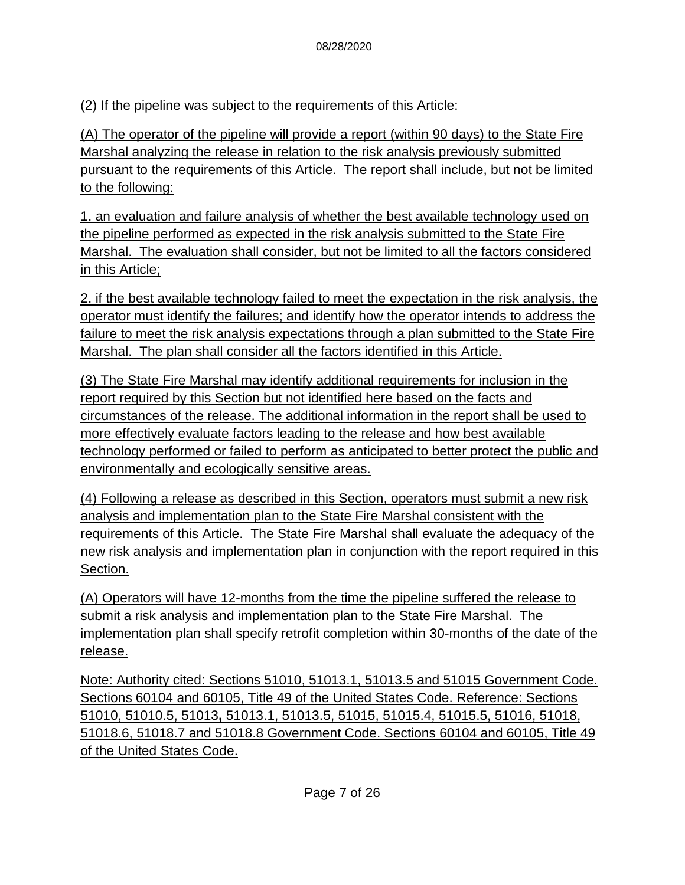(2) If the pipeline was subject to the requirements of this Article:

(A) The operator of the pipeline will provide a report (within 90 days) to the State Fire Marshal analyzing the release in relation to the risk analysis previously submitted pursuant to the requirements of this Article. The report shall include, but not be limited to the following:

1. an evaluation and failure analysis of whether the best available technology used on the pipeline performed as expected in the risk analysis submitted to the State Fire Marshal. The evaluation shall consider, but not be limited to all the factors considered in this Article;

2. if the best available technology failed to meet the expectation in the risk analysis, the operator must identify the failures; and identify how the operator intends to address the failure to meet the risk analysis expectations through a plan submitted to the State Fire Marshal. The plan shall consider all the factors identified in this Article.

(3) The State Fire Marshal may identify additional requirements for inclusion in the report required by this Section but not identified here based on the facts and circumstances of the release. The additional information in the report shall be used to more effectively evaluate factors leading to the release and how best available technology performed or failed to perform as anticipated to better protect the public and environmentally and ecologically sensitive areas.

(4) Following a release as described in this Section, operators must submit a new risk analysis and implementation plan to the State Fire Marshal consistent with the requirements of this Article. The State Fire Marshal shall evaluate the adequacy of the new risk analysis and implementation plan in conjunction with the report required in this Section.

(A) Operators will have 12-months from the time the pipeline suffered the release to submit a risk analysis and implementation plan to the State Fire Marshal. The implementation plan shall specify retrofit completion within 30-months of the date of the release.

Note: Authority cited: Sections 51010, 51013.1, 51013.5 and 51015 Government Code. Sections 60104 and 60105, Title 49 of the United States Code. Reference: Sections 51010, 51010.5, 51013, 51013.1, 51013.5, 51015, 51015.4, 51015.5, 51016, 51018, 51018.6, 51018.7 and 51018.8 Government Code. Sections 60104 and 60105, Title 49 of the United States Code.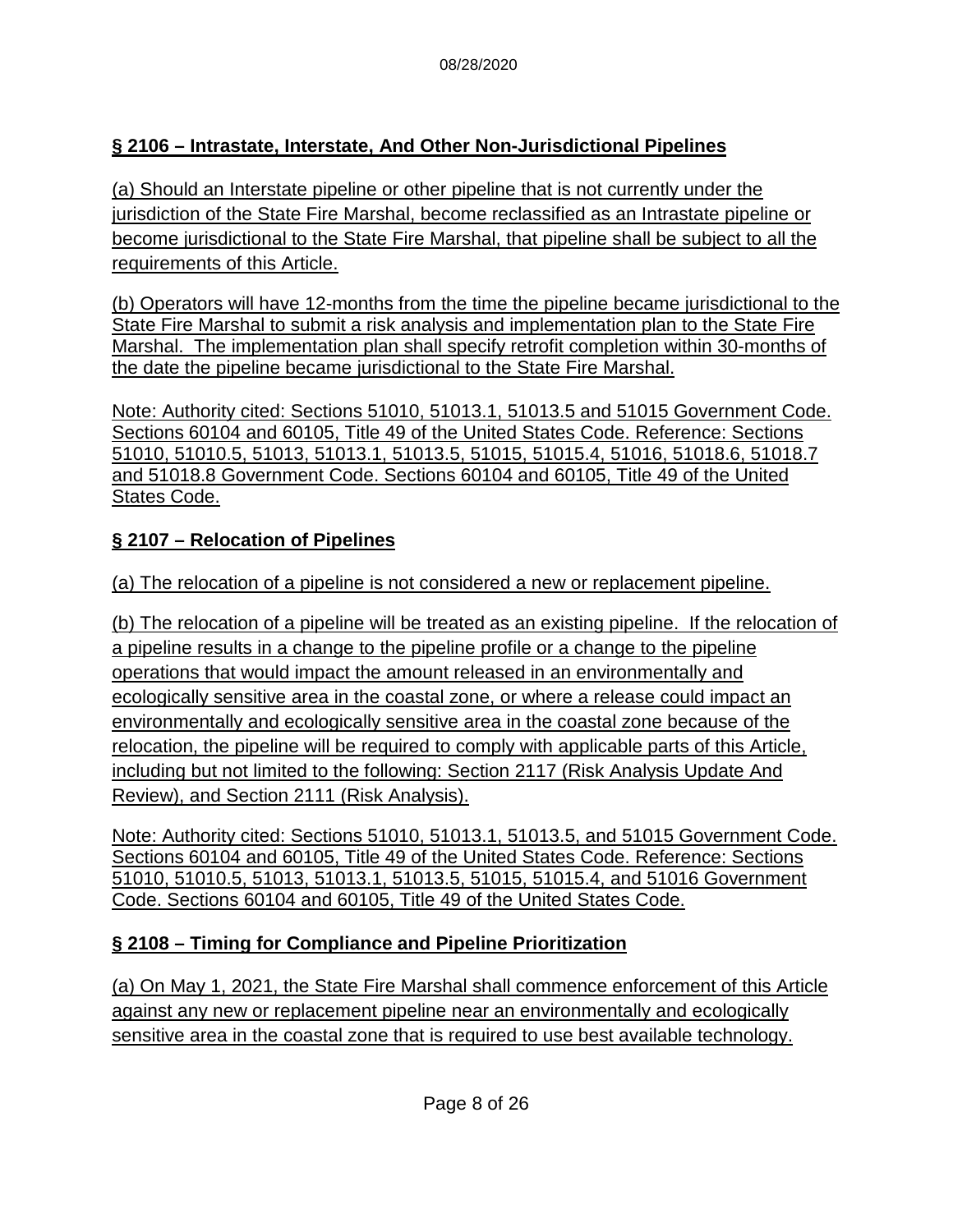## § 2106 – Intrastate, Interstate, And Other Non-Jurisdictional Pipelines

(a) Should an Interstate pipeline or other pipeline that is not currently under the jurisdiction of the State Fire Marshal, become reclassified as an Intrastate pipeline or become jurisdictional to the State Fire Marshal, that pipeline shall be subject to all the requirements of this Article.

(b) Operators will have 12-months from the time the pipeline became jurisdictional to the State Fire Marshal to submit a risk analysis and implementation plan to the State Fire Marshal. The implementation plan shall specify retrofit completion within 30-months of the date the pipeline became jurisdictional to the State Fire Marshal.

Note: Authority cited: Sections 51010, 51013.1, 51013.5 and 51015 Government Code. Sections 60104 and 60105, Title 49 of the United States Code. Reference: Sections 51010, 51010.5, 51013, 51013.1, 51013.5, 51015, 51015.4, 51016, 51018.6, 51018.7 and 51018.8 Government Code. Sections 60104 and 60105, Title 49 of the United States Code.

## § 2107 – Relocation of Pipelines

(a) The relocation of a pipeline is not considered a new or replacement pipeline.

(b) The relocation of a pipeline will be treated as an existing pipeline. If the relocation of a pipeline results in a change to the pipeline profile or a change to the pipeline operations that would impact the amount released in an environmentally and ecologically sensitive area in the coastal zone, or where a release could impact an environmentally and ecologically sensitive area in the coastal zone because of the relocation, the pipeline will be required to comply with applicable parts of this Article, including but not limited to the following: Section 2117 (Risk Analysis Update And Review), and Section 2111 (Risk Analysis).

Note: Authority cited: Sections 51010, 51013.1, 51013.5, and 51015 Government Code. Sections 60104 and 60105, Title 49 of the United States Code. Reference: Sections 51010, 51010.5, 51013, 51013.1, 51013.5, 51015, 51015.4, and 51016 Government Code. Sections 60104 and 60105, Title 49 of the United States Code.

## § 2108 – Timing for Compliance and Pipeline Prioritization

(a) On May 1, 2021, the State Fire Marshal shall commence enforcement of this Article against any new or replacement pipeline near an environmentally and ecologically sensitive area in the coastal zone that is required to use best available technology.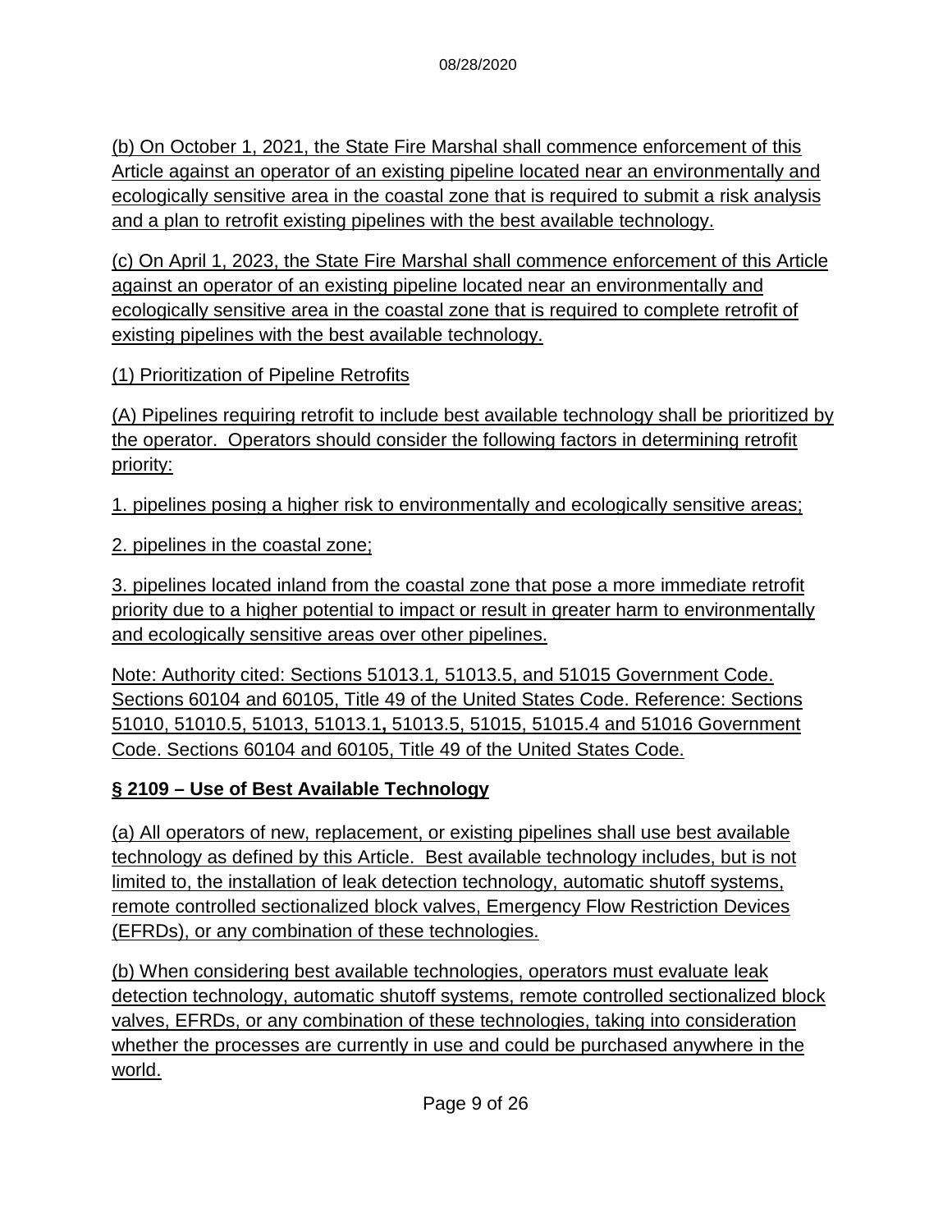(b) On October 1, 2021, the State Fire Marshal shall commence enforcement of this Article against an operator of an existing pipeline located near an environmentally and ecologically sensitive area in the coastal zone that is required to submit a risk analysis and a plan to retrofit existing pipelines with the best available technology.

(c) On April 1, 2023, the State Fire Marshal shall commence enforcement of this Article against an operator of an existing pipeline located near an environmentally and ecologically sensitive area in the coastal zone that is required to complete retrofit of existing pipelines with the best available technology.

(1) Prioritization of Pipeline Retrofits

(A) Pipelines requiring retrofit to include best available technology shall be prioritized by the operator. Operators should consider the following factors in determining retrofit priority:

1. pipelines posing a higher risk to environmentally and ecologically sensitive areas;

2. pipelines in the coastal zone;

3. pipelines located inland from the coastal zone that pose a more immediate retrofit priority due to a higher potential to impact or result in greater harm to environmentally and ecologically sensitive areas over other pipelines.

Note: Authority cited: Sections 51013.1, 51013.5, and 51015 Government Code. Sections 60104 and 60105, Title 49 of the United States Code. Reference: Sections 51010, 51010.5, 51013, 51013.1, 51013.5, 51015, 51015.4 and 51016 Government Code. Sections 60104 and 60105, Title 49 of the United States Code.

## § 2109 – Use of Best Available Technology

(a) All operators of new, replacement, or existing pipelines shall use best available technology as defined by this Article. Best available technology includes, but is not limited to, the installation of leak detection technology, automatic shutoff systems, remote controlled sectionalized block valves, Emergency Flow Restriction Devices (EFRDs), or any combination of these technologies.

(b) When considering best available technologies, operators must evaluate leak detection technology, automatic shutoff systems, remote controlled sectionalized block valves, EFRDs, or any combination of these technologies, taking into consideration whether the processes are currently in use and could be purchased anywhere in the world.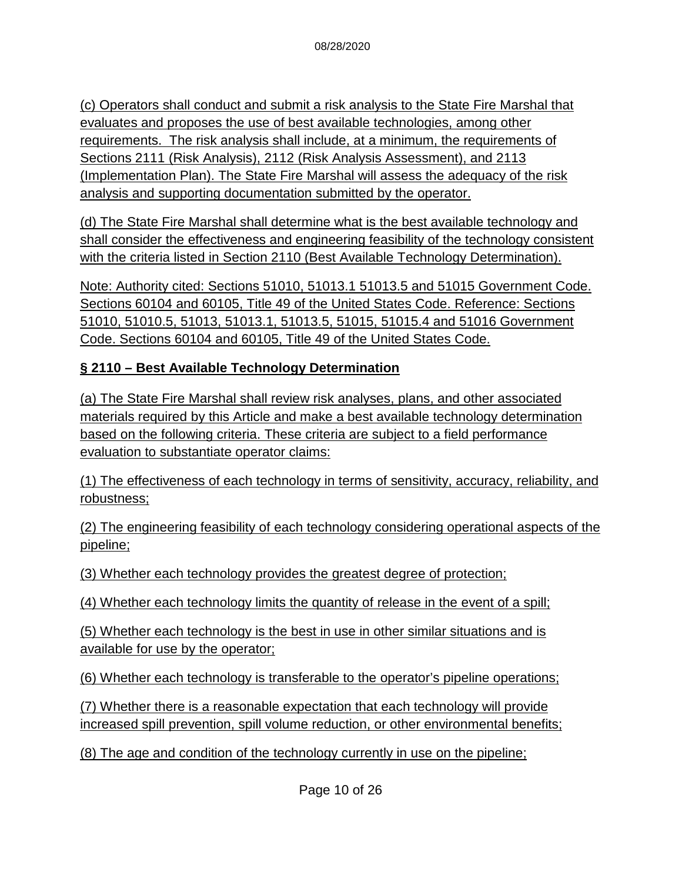(c) Operators shall conduct and submit a risk analysis to the State Fire Marshal that evaluates and proposes the use of best available technologies, among other requirements. The risk analysis shall include, at a minimum, the requirements of Sections 2111 (Risk Analysis), 2112 (Risk Analysis Assessment), and 2113 (Implementation Plan). The State Fire Marshal will assess the adequacy of the risk analysis and supporting documentation submitted by the operator.

(d) The State Fire Marshal shall determine what is the best available technology and shall consider the effectiveness and engineering feasibility of the technology consistent with the criteria listed in Section 2110 (Best Available Technology Determination).

Note: Authority cited: Sections 51010, 51013.1 51013.5 and 51015 Government Code. Sections 60104 and 60105, Title 49 of the United States Code. Reference: Sections 51010, 51010.5, 51013, 51013.1, 51013.5, 51015, 51015.4 and 51016 Government Code. Sections 60104 and 60105, Title 49 of the United States Code.

### § 2110 – Best Available Technology Determination

(a) The State Fire Marshal shall review risk analyses, plans, and other associated materials required by this Article and make a best available technology determination based on the following criteria. These criteria are subject to a field performance evaluation to substantiate operator claims:

(1) The effectiveness of each technology in terms of sensitivity, accuracy, reliability, and robustness;

(2) The engineering feasibility of each technology considering operational aspects of the pipeline;

(3) Whether each technology provides the greatest degree of protection;

(4) Whether each technology limits the quantity of release in the event of a spill;

(5) Whether each technology is the best in use in other similar situations and is available for use by the operator;

(6) Whether each technology is transferable to the operator's pipeline operations;

(7) Whether there is a reasonable expectation that each technology will provide increased spill prevention, spill volume reduction, or other environmental benefits;

(8) The age and condition of the technology currently in use on the pipeline;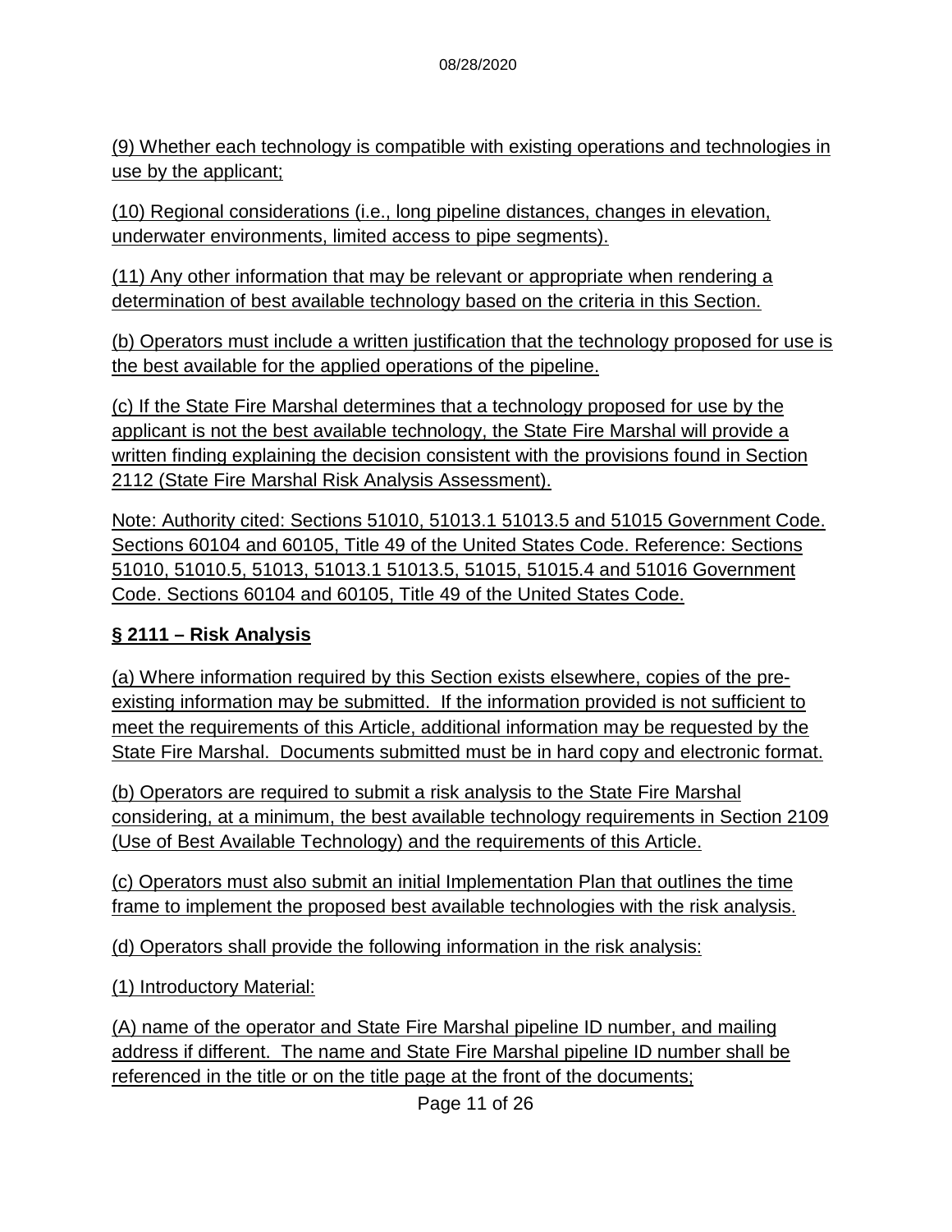(9) Whether each technology is compatible with existing operations and technologies in use by the applicant;

(10) Regional considerations (i.e., long pipeline distances, changes in elevation, underwater environments, limited access to pipe segments).

(11) Any other information that may be relevant or appropriate when rendering a determination of best available technology based on the criteria in this Section.

(b) Operators must include a written justification that the technology proposed for use is the best available for the applied operations of the pipeline.

(c) If the State Fire Marshal determines that a technology proposed for use by the applicant is not the best available technology, the State Fire Marshal will provide a written finding explaining the decision consistent with the provisions found in Section 2112 (State Fire Marshal Risk Analysis Assessment).

Note: Authority cited: Sections 51010, 51013.1 51013.5 and 51015 Government Code. Sections 60104 and 60105, Title 49 of the United States Code. Reference: Sections 51010, 51010.5, 51013, 51013.1 51013.5, 51015, 51015.4 and 51016 Government Code. Sections 60104 and 60105, Title 49 of the United States Code.

## § 2111 – Risk Analysis

(a) Where information required by this Section exists elsewhere, copies of the pre-existing information may be submitted. If the information provided is not sufficient to meet the requirements of this Article, additional information may be requested by the State Fire Marshal. Documents submitted must be in hard copy and electronic format.

(b) Operators are required to submit a risk analysis to the State Fire Marshal considering, at a minimum, the best available technology requirements in Section 2109 (Use of Best Available Technology) and the requirements of this Article.

(c) Operators must also submit an initial Implementation Plan that outlines the time frame to implement the proposed best available technologies with the risk analysis.

(d) Operators shall provide the following information in the risk analysis:

(1) Introductory Material:

(A) name of the operator and State Fire Marshal pipeline ID number, and mailing address if different. The name and State Fire Marshal pipeline ID number shall be referenced in the title or on the title page at the front of the documents;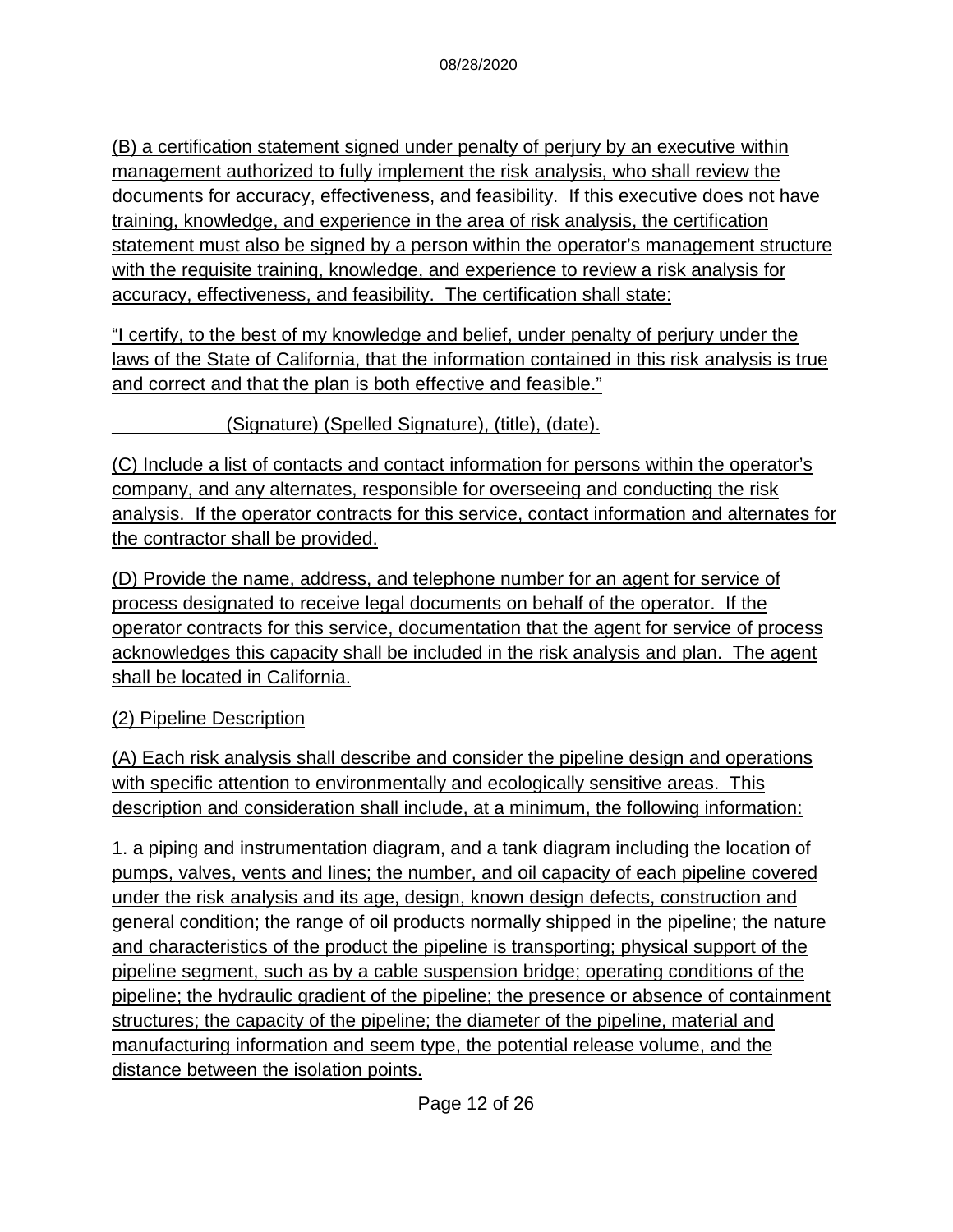(B) a certification statement signed under penalty of perjury by an executive within management authorized to fully implement the risk analysis, who shall review the documents for accuracy, effectiveness, and feasibility. If this executive does not have training, knowledge, and experience in the area of risk analysis, the certification statement must also be signed by a person within the operator's management structure with the requisite training, knowledge, and experience to review a risk analysis for accuracy, effectiveness, and feasibility. The certification shall state:

"I certify, to the best of my knowledge and belief, under penalty of perjury under the laws of the State of California, that the information contained in this risk analysis is true and correct and that the plan is both effective and feasible."

\_\_\_\_\_\_\_\_\_\_\_\_ (Signature) (Spelled Signature), (title), (date).

(C) Include a list of contacts and contact information for persons within the operator's company, and any alternates, responsible for overseeing and conducting the risk analysis. If the operator contracts for this service, contact information and alternates for the contractor shall be provided.

(D) Provide the name, address, and telephone number for an agent for service of process designated to receive legal documents on behalf of the operator. If the operator contracts for this service, documentation that the agent for service of process acknowledges this capacity shall be included in the risk analysis and plan. The agent shall be located in California.

(2) Pipeline Description

(A) Each risk analysis shall describe and consider the pipeline design and operations with specific attention to environmentally and ecologically sensitive areas. This description and consideration shall include, at a minimum, the following information:

1. a piping and instrumentation diagram, and a tank diagram including the location of pumps, valves, vents and lines; the number, and oil capacity of each pipeline covered under the risk analysis and its age, design, known design defects, construction and general condition; the range of oil products normally shipped in the pipeline; the nature and characteristics of the product the pipeline is transporting; physical support of the pipeline segment, such as by a cable suspension bridge; operating conditions of the pipeline; the hydraulic gradient of the pipeline; the presence or absence of containment structures; the capacity of the pipeline; the diameter of the pipeline, material and manufacturing information and seem type, the potential release volume, and the distance between the isolation points.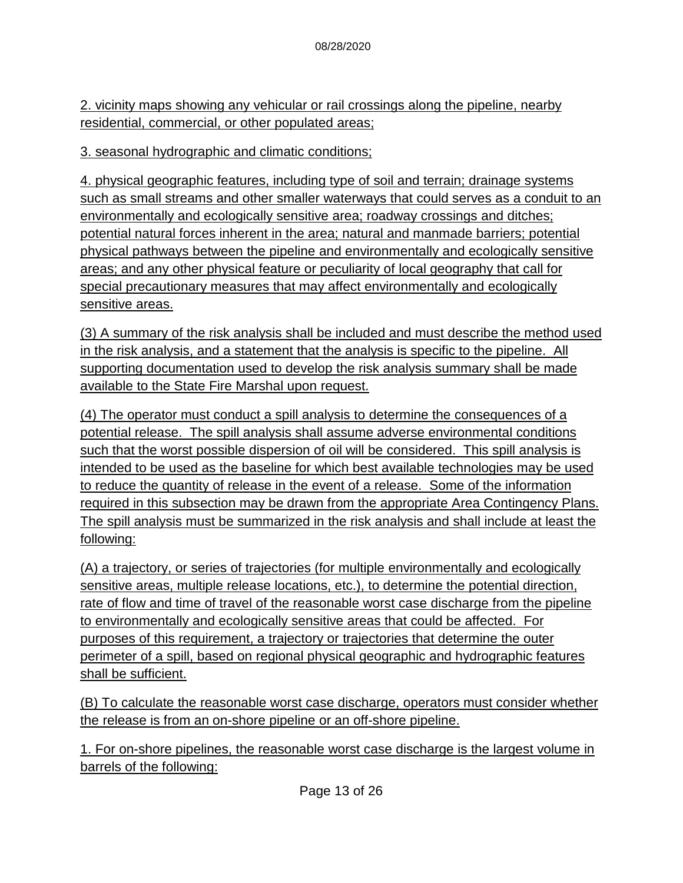2. vicinity maps showing any vehicular or rail crossings along the pipeline, nearby residential, commercial, or other populated areas;

3. seasonal hydrographic and climatic conditions;

4. physical geographic features, including type of soil and terrain; drainage systems such as small streams and other smaller waterways that could serves as a conduit to an environmentally and ecologically sensitive area; roadway crossings and ditches; potential natural forces inherent in the area; natural and manmade barriers; potential physical pathways between the pipeline and environmentally and ecologically sensitive areas; and any other physical feature or peculiarity of local geography that call for special precautionary measures that may affect environmentally and ecologically sensitive areas.

(3) A summary of the risk analysis shall be included and must describe the method used in the risk analysis, and a statement that the analysis is specific to the pipeline. All supporting documentation used to develop the risk analysis summary shall be made available to the State Fire Marshal upon request.

(4) The operator must conduct a spill analysis to determine the consequences of a potential release. The spill analysis shall assume adverse environmental conditions such that the worst possible dispersion of oil will be considered. This spill analysis is intended to be used as the baseline for which best available technologies may be used to reduce the quantity of release in the event of a release. Some of the information required in this subsection may be drawn from the appropriate Area Contingency Plans. The spill analysis must be summarized in the risk analysis and shall include at least the following:

(A) a trajectory, or series of trajectories (for multiple environmentally and ecologically sensitive areas, multiple release locations, etc.), to determine the potential direction, rate of flow and time of travel of the reasonable worst case discharge from the pipeline to environmentally and ecologically sensitive areas that could be affected. For purposes of this requirement, a trajectory or trajectories that determine the outer perimeter of a spill, based on regional physical geographic and hydrographic features shall be sufficient.

(B) To calculate the reasonable worst case discharge, operators must consider whether the release is from an on-shore pipeline or an off-shore pipeline.

1. For on-shore pipelines, the reasonable worst case discharge is the largest volume in barrels of the following: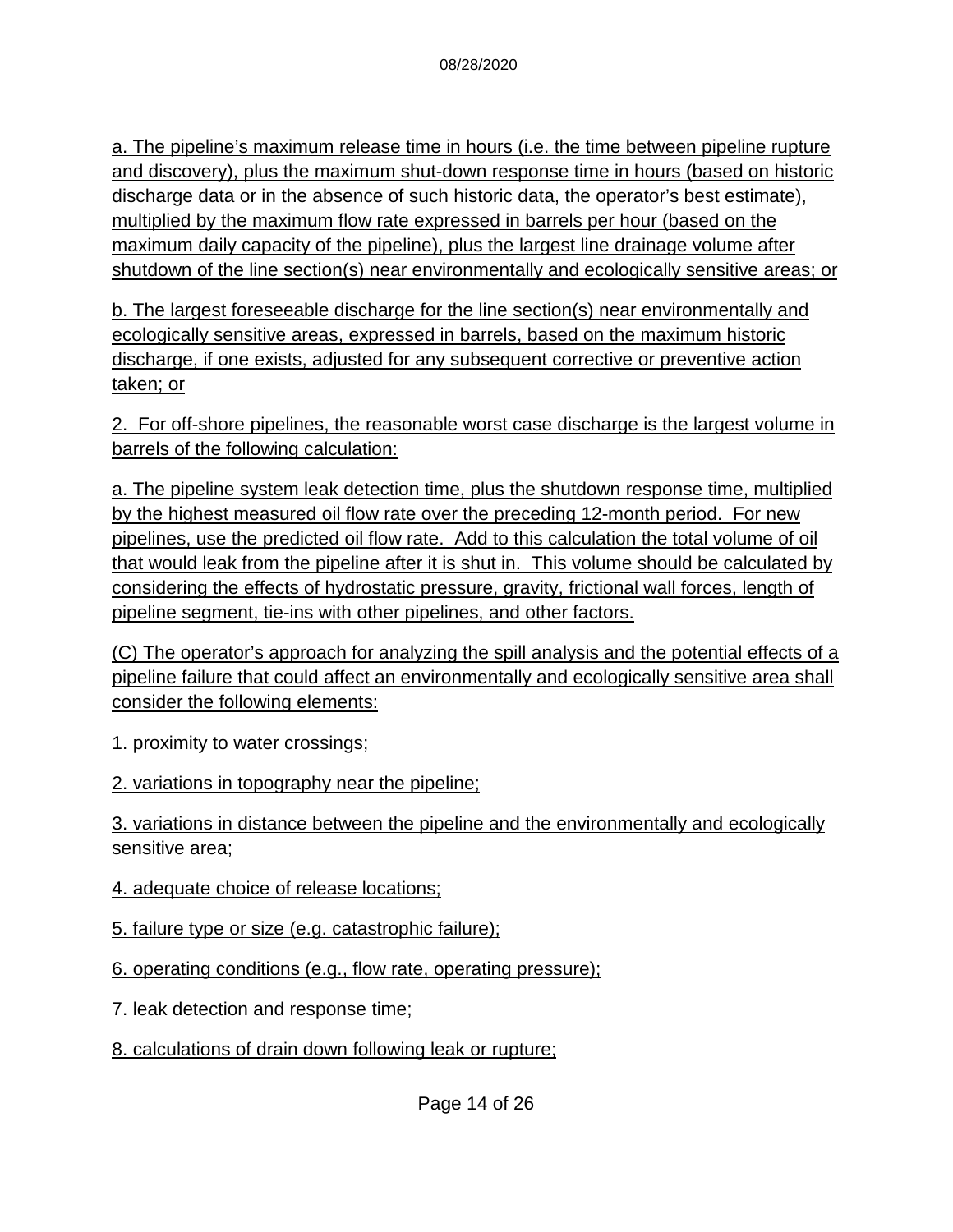a. The pipeline's maximum release time in hours (i.e. the time between pipeline rupture and discovery), plus the maximum shut-down response time in hours (based on historic discharge data or in the absence of such historic data, the operator's best estimate), multiplied by the maximum flow rate expressed in barrels per hour (based on the maximum daily capacity of the pipeline), plus the largest line drainage volume after shutdown of the line section(s) near environmentally and ecologically sensitive areas; or

b. The largest foreseeable discharge for the line section(s) near environmentally and ecologically sensitive areas, expressed in barrels, based on the maximum historic discharge, if one exists, adjusted for any subsequent corrective or preventive action taken; or

2. For off-shore pipelines, the reasonable worst case discharge is the largest volume in barrels of the following calculation:

a. The pipeline system leak detection time, plus the shutdown response time, multiplied by the highest measured oil flow rate over the preceding 12-month period. For new pipelines, use the predicted oil flow rate. Add to this calculation the total volume of oil that would leak from the pipeline after it is shut in. This volume should be calculated by considering the effects of hydrostatic pressure, gravity, frictional wall forces, length of pipeline segment, tie-ins with other pipelines, and other factors.

(C) The operator's approach for analyzing the spill analysis and the potential effects of a pipeline failure that could affect an environmentally and ecologically sensitive area shall consider the following elements:

1. proximity to water crossings;

2. variations in topography near the pipeline;

3. variations in distance between the pipeline and the environmentally and ecologically sensitive area;

4. adequate choice of release locations;

5. failure type or size (e.g. catastrophic failure);

6. operating conditions (e.g., flow rate, operating pressure);

7. leak detection and response time;

8. calculations of drain down following leak or rupture;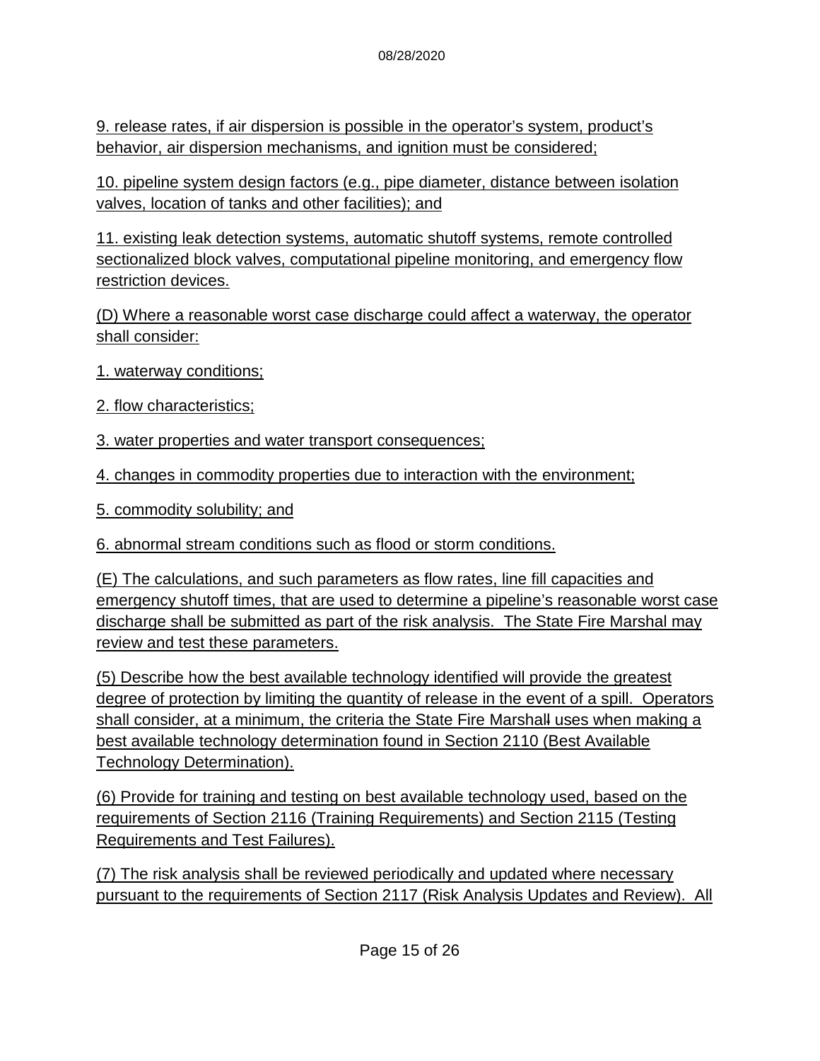9. release rates, if air dispersion is possible in the operator's system, product's behavior, air dispersion mechanisms, and ignition must be considered;

10. pipeline system design factors (e.g., pipe diameter, distance between isolation valves, location of tanks and other facilities); and

11. existing leak detection systems, automatic shutoff systems, remote controlled sectionalized block valves, computational pipeline monitoring, and emergency flow restriction devices.

(D) Where a reasonable worst case discharge could affect a waterway, the operator shall consider:

1. waterway conditions;

2. flow characteristics;

3. water properties and water transport consequences;

4. changes in commodity properties due to interaction with the environment;

5. commodity solubility; and

6. abnormal stream conditions such as flood or storm conditions.

(E) The calculations, and such parameters as flow rates, line fill capacities and emergency shutoff times, that are used to determine a pipeline's reasonable worst case discharge shall be submitted as part of the risk analysis. The State Fire Marshal may review and test these parameters.

(5) Describe how the best available technology identified will provide the greatest degree of protection by limiting the quantity of release in the event of a spill. Operators shall consider, at a minimum, the criteria the State Fire Marshal uses when making a best available technology determination found in Section 2110 (Best Available Technology Determination).

(6) Provide for training and testing on best available technology used, based on the requirements of Section 2116 (Training Requirements) and Section 2115 (Testing Requirements and Test Failures).

(7) The risk analysis shall be reviewed periodically and updated where necessary pursuant to the requirements of Section 2117 (Risk Analysis Updates and Review). All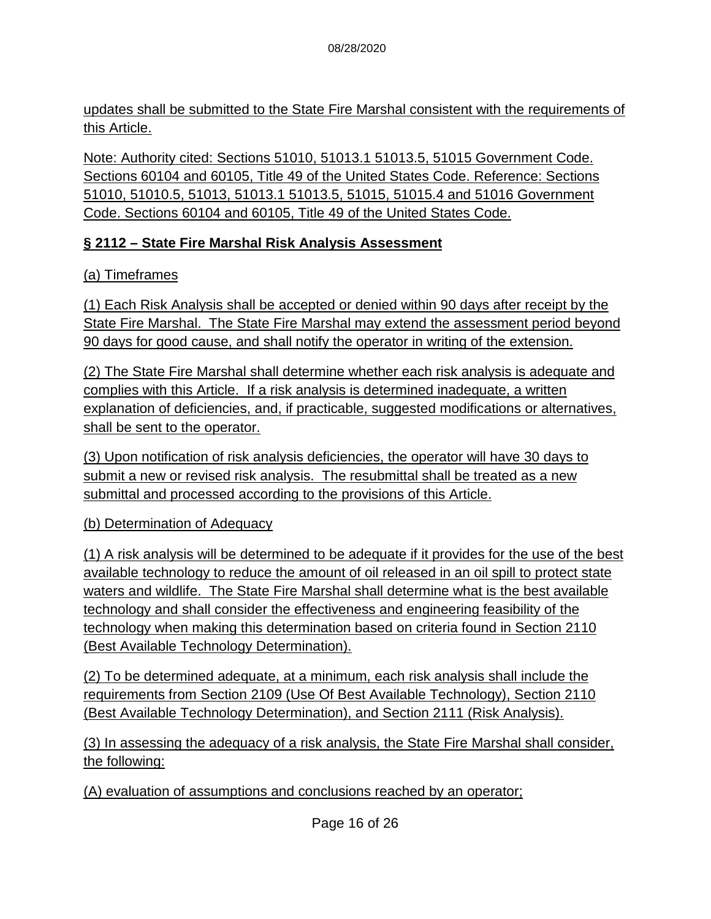updates shall be submitted to the State Fire Marshal consistent with the requirements of this Article.

Note: Authority cited: Sections 51010, 51013.1 51013.5, 51015 Government Code. Sections 60104 and 60105, Title 49 of the United States Code. Reference: Sections 51010, 51010.5, 51013, 51013.1 51013.5, 51015, 51015.4 and 51016 Government Code. Sections 60104 and 60105, Title 49 of the United States Code.

## § 2112 – State Fire Marshal Risk Analysis Assessment

(a) Timeframes

(1) Each Risk Analysis shall be accepted or denied within 90 days after receipt by the State Fire Marshal. The State Fire Marshal may extend the assessment period beyond 90 days for good cause, and shall notify the operator in writing of the extension.

(2) The State Fire Marshal shall determine whether each risk analysis is adequate and complies with this Article. If a risk analysis is determined inadequate, a written explanation of deficiencies, and, if practicable, suggested modifications or alternatives, shall be sent to the operator.

(3) Upon notification of risk analysis deficiencies, the operator will have 30 days to submit a new or revised risk analysis. The resubmittal shall be treated as a new submittal and processed according to the provisions of this Article.

(b) Determination of Adequacy

(1) A risk analysis will be determined to be adequate if it provides for the use of the best available technology to reduce the amount of oil released in an oil spill to protect state waters and wildlife. The State Fire Marshal shall determine what is the best available technology and shall consider the effectiveness and engineering feasibility of the technology when making this determination based on criteria found in Section 2110 (Best Available Technology Determination).

(2) To be determined adequate, at a minimum, each risk analysis shall include the requirements from Section 2109 (Use Of Best Available Technology), Section 2110 (Best Available Technology Determination), and Section 2111 (Risk Analysis).

(3) In assessing the adequacy of a risk analysis, the State Fire Marshal shall consider, the following:

(A) evaluation of assumptions and conclusions reached by an operator;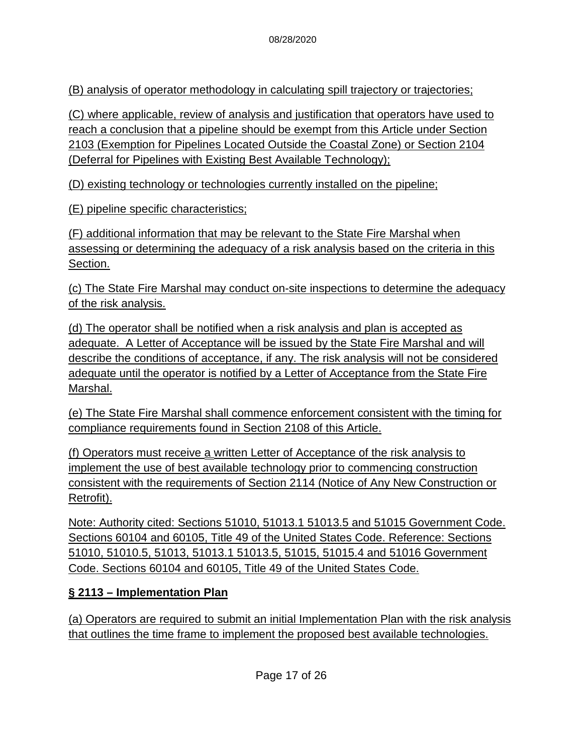(B) analysis of operator methodology in calculating spill trajectory or trajectories;

(C) where applicable, review of analysis and justification that operators have used to reach a conclusion that a pipeline should be exempt from this Article under Section 2103 (Exemption for Pipelines Located Outside the Coastal Zone) or Section 2104 (Deferral for Pipelines with Existing Best Available Technology);

(D) existing technology or technologies currently installed on the pipeline;

(E) pipeline specific characteristics;

(F) additional information that may be relevant to the State Fire Marshal when assessing or determining the adequacy of a risk analysis based on the criteria in this Section.

(c) The State Fire Marshal may conduct on-site inspections to determine the adequacy of the risk analysis.

(d) The operator shall be notified when a risk analysis and plan is accepted as adequate. A Letter of Acceptance will be issued by the State Fire Marshal and will describe the conditions of acceptance, if any. The risk analysis will not be considered adequate until the operator is notified by a Letter of Acceptance from the State Fire Marshal.

(e) The State Fire Marshal shall commence enforcement consistent with the timing for compliance requirements found in Section 2108 of this Article.

(f) Operators must receive a written Letter of Acceptance of the risk analysis to implement the use of best available technology prior to commencing construction consistent with the requirements of Section 2114 (Notice of Any New Construction or Retrofit).

Note: Authority cited: Sections 51010, 51013.1 51013.5 and 51015 Government Code. Sections 60104 and 60105, Title 49 of the United States Code. Reference: Sections 51010, 51010.5, 51013, 51013.1 51013.5, 51015, 51015.4 and 51016 Government Code. Sections 60104 and 60105, Title 49 of the United States Code.

## § 2113 – Implementation Plan

(a) Operators are required to submit an initial Implementation Plan with the risk analysis that outlines the time frame to implement the proposed best available technologies.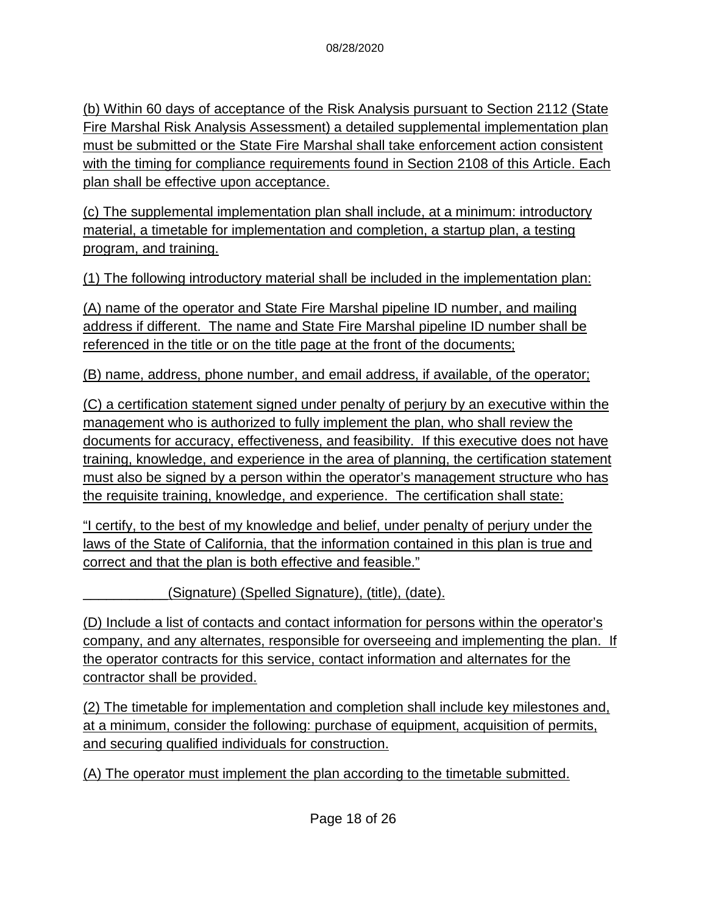(b) Within 60 days of acceptance of the Risk Analysis pursuant to Section 2112 (State Fire Marshal Risk Analysis Assessment) a detailed supplemental implementation plan must be submitted or the State Fire Marshal shall take enforcement action consistent with the timing for compliance requirements found in Section 2108 of this Article. Each plan shall be effective upon acceptance.

(c) The supplemental implementation plan shall include, at a minimum: introductory material, a timetable for implementation and completion, a startup plan, a testing program, and training.

(1) The following introductory material shall be included in the implementation plan:

(A) name of the operator and State Fire Marshal pipeline ID number, and mailing address if different. The name and State Fire Marshal pipeline ID number shall be referenced in the title or on the title page at the front of the documents;

(B) name, address, phone number, and email address, if available, of the operator;

(C) a certification statement signed under penalty of perjury by an executive within the management who is authorized to fully implement the plan, who shall review the documents for accuracy, effectiveness, and feasibility. If this executive does not have training, knowledge, and experience in the area of planning, the certification statement must also be signed by a person within the operator's management structure who has the requisite training, knowledge, and experience. The certification shall state:

"I certify, to the best of my knowledge and belief, under penalty of perjury under the laws of the State of California, that the information contained in this plan is true and correct and that the plan is both effective and feasible."

___________(Signature) (Spelled Signature), (title), (date).

(D) Include a list of contacts and contact information for persons within the operator's company, and any alternates, responsible for overseeing and implementing the plan. If the operator contracts for this service, contact information and alternates for the contractor shall be provided.

(2) The timetable for implementation and completion shall include key milestones and, at a minimum, consider the following: purchase of equipment, acquisition of permits, and securing qualified individuals for construction.

(A) The operator must implement the plan according to the timetable submitted.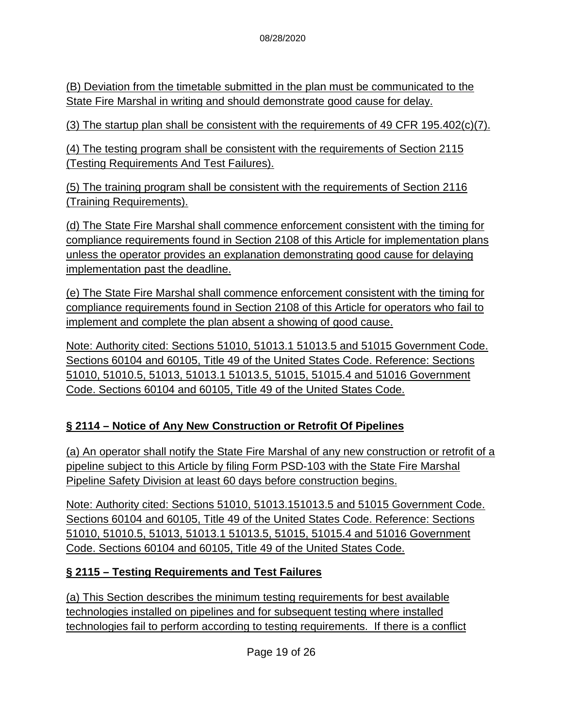(B) Deviation from the timetable submitted in the plan must be communicated to the State Fire Marshal in writing and should demonstrate good cause for delay.

(3) The startup plan shall be consistent with the requirements of 49 CFR 195.402(c)(7).

(4) The testing program shall be consistent with the requirements of Section 2115 (Testing Requirements And Test Failures).

(5) The training program shall be consistent with the requirements of Section 2116 (Training Requirements).

(d) The State Fire Marshal shall commence enforcement consistent with the timing for compliance requirements found in Section 2108 of this Article for implementation plans unless the operator provides an explanation demonstrating good cause for delaying implementation past the deadline.

(e) The State Fire Marshal shall commence enforcement consistent with the timing for compliance requirements found in Section 2108 of this Article for operators who fail to implement and complete the plan absent a showing of good cause.

Note: Authority cited: Sections 51010, 51013.1 51013.5 and 51015 Government Code. Sections 60104 and 60105, Title 49 of the United States Code. Reference: Sections 51010, 51010.5, 51013, 51013.1 51013.5, 51015, 51015.4 and 51016 Government Code. Sections 60104 and 60105, Title 49 of the United States Code.

## § 2114 – Notice of Any New Construction or Retrofit Of Pipelines

(a) An operator shall notify the State Fire Marshal of any new construction or retrofit of a pipeline subject to this Article by filing Form PSD-103 with the State Fire Marshal Pipeline Safety Division at least 60 days before construction begins.

Note: Authority cited: Sections 51010, 51013.151013.5 and 51015 Government Code. Sections 60104 and 60105, Title 49 of the United States Code. Reference: Sections 51010, 51010.5, 51013, 51013.1 51013.5, 51015, 51015.4 and 51016 Government Code. Sections 60104 and 60105, Title 49 of the United States Code.

## § 2115 – Testing Requirements and Test Failures

(a) This Section describes the minimum testing requirements for best available technologies installed on pipelines and for subsequent testing where installed technologies fail to perform according to testing requirements. If there is a conflict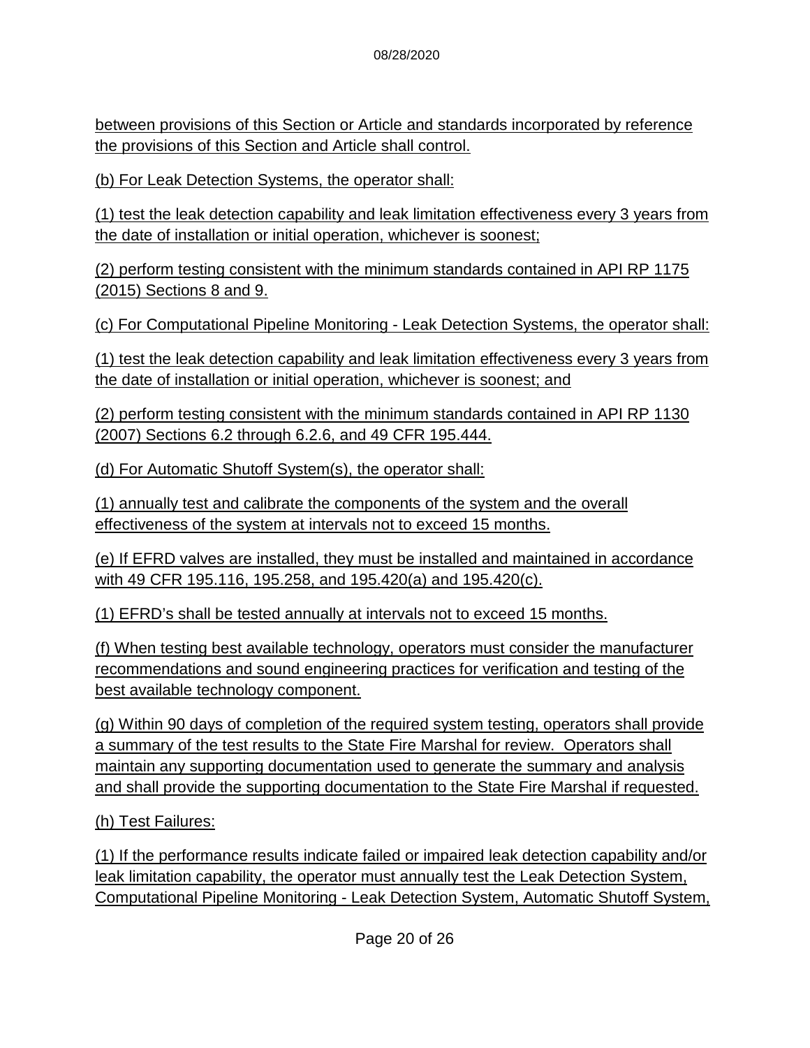between provisions of this Section or Article and standards incorporated by reference the provisions of this Section and Article shall control.

(b) For Leak Detection Systems, the operator shall:

(1) test the leak detection capability and leak limitation effectiveness every 3 years from the date of installation or initial operation, whichever is soonest;

(2) perform testing consistent with the minimum standards contained in API RP 1175 (2015) Sections 8 and 9.

(c) For Computational Pipeline Monitoring - Leak Detection Systems, the operator shall:

(1) test the leak detection capability and leak limitation effectiveness every 3 years from the date of installation or initial operation, whichever is soonest; and

(2) perform testing consistent with the minimum standards contained in API RP 1130 (2007) Sections 6.2 through 6.2.6, and 49 CFR 195.444.

(d) For Automatic Shutoff System(s), the operator shall:

(1) annually test and calibrate the components of the system and the overall effectiveness of the system at intervals not to exceed 15 months.

(e) If EFRD valves are installed, they must be installed and maintained in accordance with 49 CFR 195.116, 195.258, and 195.420(a) and 195.420(c).

(1) EFRD's shall be tested annually at intervals not to exceed 15 months.

(f) When testing best available technology, operators must consider the manufacturer recommendations and sound engineering practices for verification and testing of the best available technology component.

(g) Within 90 days of completion of the required system testing, operators shall provide a summary of the test results to the State Fire Marshal for review. Operators shall maintain any supporting documentation used to generate the summary and analysis and shall provide the supporting documentation to the State Fire Marshal if requested.

(h) Test Failures:

(1) If the performance results indicate failed or impaired leak detection capability and/or leak limitation capability, the operator must annually test the Leak Detection System, Computational Pipeline Monitoring - Leak Detection System, Automatic Shutoff System,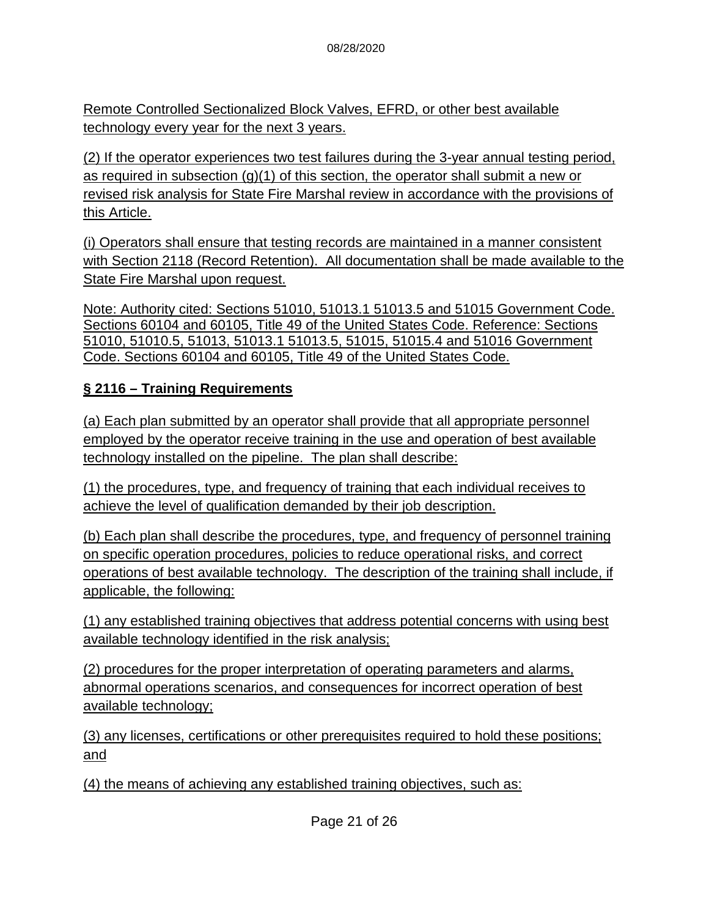Remote Controlled Sectionalized Block Valves, EFRD, or other best available technology every year for the next 3 years.

(2) If the operator experiences two test failures during the 3-year annual testing period, as required in subsection (g)(1) of this section, the operator shall submit a new or revised risk analysis for State Fire Marshal review in accordance with the provisions of this Article.

(i) Operators shall ensure that testing records are maintained in a manner consistent with Section 2118 (Record Retention). All documentation shall be made available to the State Fire Marshal upon request.

Note: Authority cited: Sections 51010, 51013.1 51013.5 and 51015 Government Code. Sections 60104 and 60105, Title 49 of the United States Code. Reference: Sections 51010, 51010.5, 51013, 51013.1 51013.5, 51015, 51015.4 and 51016 Government Code. Sections 60104 and 60105, Title 49 of the United States Code.

## § 2116 – Training Requirements

(a) Each plan submitted by an operator shall provide that all appropriate personnel employed by the operator receive training in the use and operation of best available technology installed on the pipeline. The plan shall describe:

(1) the procedures, type, and frequency of training that each individual receives to achieve the level of qualification demanded by their job description.

(b) Each plan shall describe the procedures, type, and frequency of personnel training on specific operation procedures, policies to reduce operational risks, and correct operations of best available technology. The description of the training shall include, if applicable, the following:

(1) any established training objectives that address potential concerns with using best available technology identified in the risk analysis;

(2) procedures for the proper interpretation of operating parameters and alarms, abnormal operations scenarios, and consequences for incorrect operation of best available technology;

(3) any licenses, certifications or other prerequisites required to hold these positions; and

(4) the means of achieving any established training objectives, such as: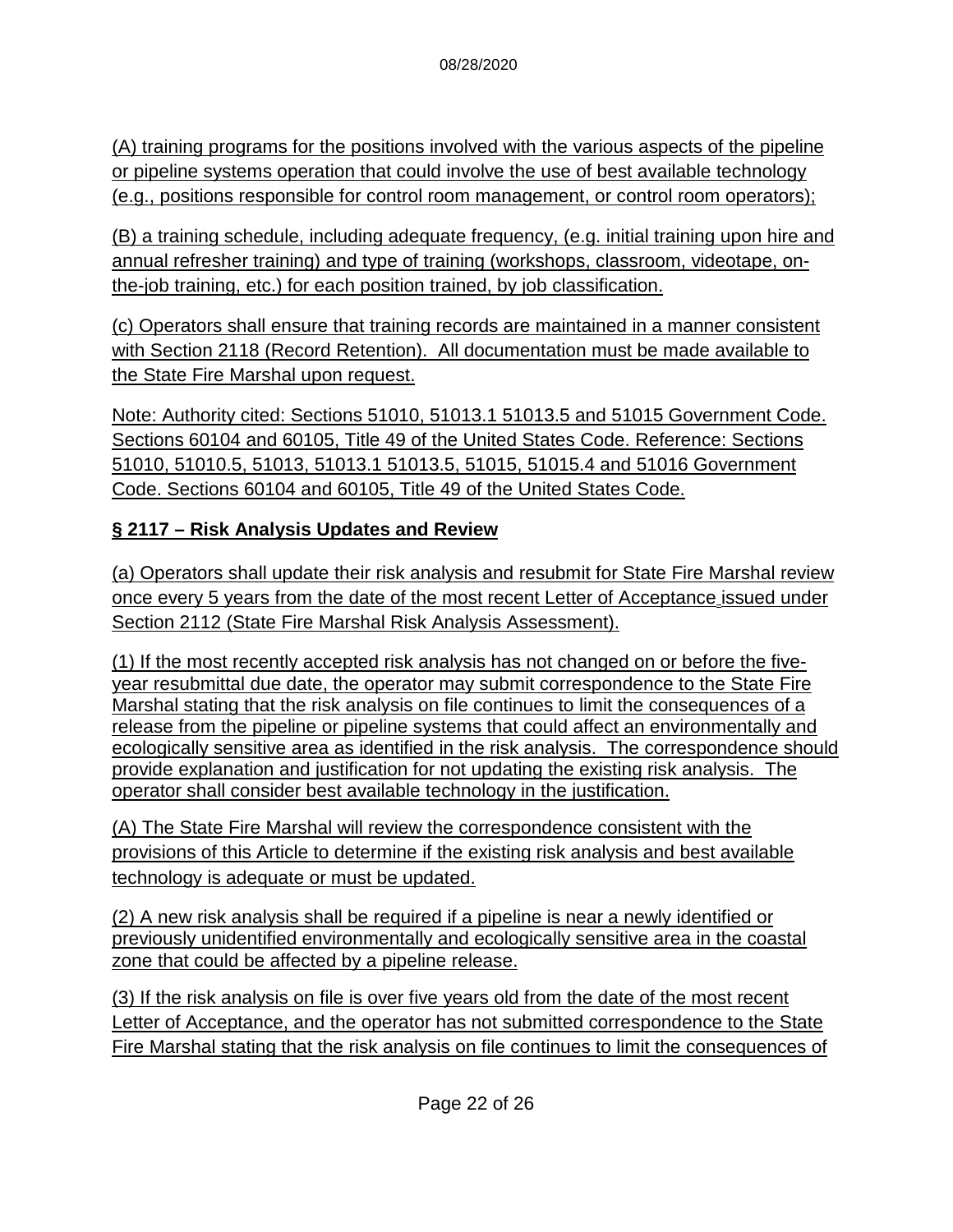(A) training programs for the positions involved with the various aspects of the pipeline or pipeline systems operation that could involve the use of best available technology (e.g., positions responsible for control room management, or control room operators);

(B) a training schedule, including adequate frequency, (e.g. initial training upon hire and annual refresher training) and type of training (workshops, classroom, videotape, on-the-job training, etc.) for each position trained, by job classification.

(c) Operators shall ensure that training records are maintained in a manner consistent with Section 2118 (Record Retention). All documentation must be made available to the State Fire Marshal upon request.

Note: Authority cited: Sections 51010, 51013.1 51013.5 and 51015 Government Code. Sections 60104 and 60105, Title 49 of the United States Code. Reference: Sections 51010, 51010.5, 51013, 51013.1 51013.5, 51015, 51015.4 and 51016 Government Code. Sections 60104 and 60105, Title 49 of the United States Code.

**§ 2117 – Risk Analysis Updates and Review**

(a) Operators shall update their risk analysis and resubmit for State Fire Marshal review once every 5 years from the date of the most recent Letter of Acceptance issued under Section 2112 (State Fire Marshal Risk Analysis Assessment).

(1) If the most recently accepted risk analysis has not changed on or before the five-year resubmittal due date, the operator may submit correspondence to the State Fire Marshal stating that the risk analysis on file continues to limit the consequences of a release from the pipeline or pipeline systems that could affect an environmentally and ecologically sensitive area as identified in the risk analysis. The correspondence should provide explanation and justification for not updating the existing risk analysis. The operator shall consider best available technology in the justification.

(A) The State Fire Marshal will review the correspondence consistent with the provisions of this Article to determine if the existing risk analysis and best available technology is adequate or must be updated.

(2) A new risk analysis shall be required if a pipeline is near a newly identified or previously unidentified environmentally and ecologically sensitive area in the coastal zone that could be affected by a pipeline release.

(3) If the risk analysis on file is over five years old from the date of the most recent Letter of Acceptance, and the operator has not submitted correspondence to the State Fire Marshal stating that the risk analysis on file continues to limit the consequences of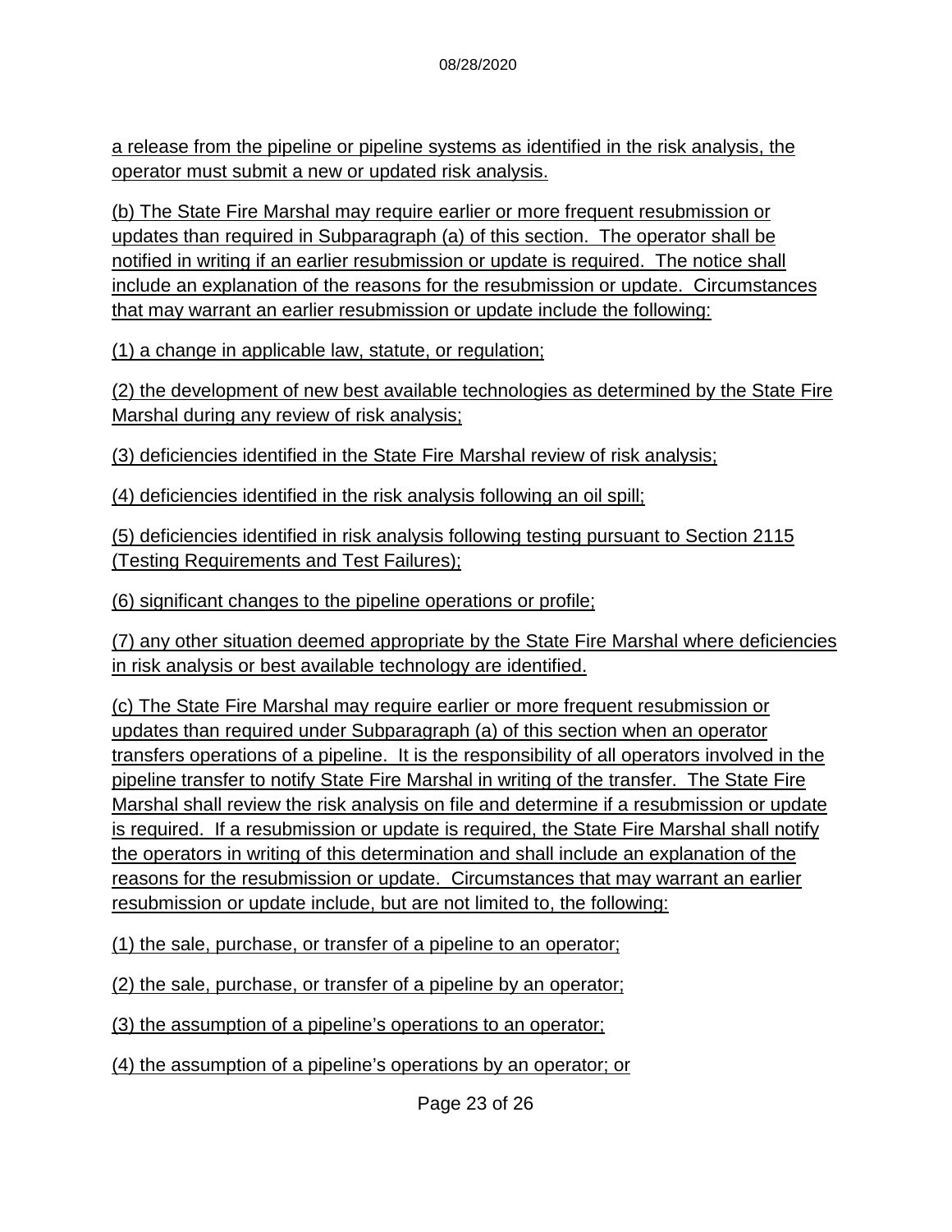a release from the pipeline or pipeline systems as identified in the risk analysis, the operator must submit a new or updated risk analysis.

(b) The State Fire Marshal may require earlier or more frequent resubmission or updates than required in Subparagraph (a) of this section. The operator shall be notified in writing if an earlier resubmission or update is required. The notice shall include an explanation of the reasons for the resubmission or update. Circumstances that may warrant an earlier resubmission or update include the following:

(1) a change in applicable law, statute, or regulation;

(2) the development of new best available technologies as determined by the State Fire Marshal during any review of risk analysis;

(3) deficiencies identified in the State Fire Marshal review of risk analysis;

(4) deficiencies identified in the risk analysis following an oil spill;

(5) deficiencies identified in risk analysis following testing pursuant to Section 2115 (Testing Requirements and Test Failures);

(6) significant changes to the pipeline operations or profile;

(7) any other situation deemed appropriate by the State Fire Marshal where deficiencies in risk analysis or best available technology are identified.

(c) The State Fire Marshal may require earlier or more frequent resubmission or updates than required under Subparagraph (a) of this section when an operator transfers operations of a pipeline. It is the responsibility of all operators involved in the pipeline transfer to notify State Fire Marshal in writing of the transfer. The State Fire Marshal shall review the risk analysis on file and determine if a resubmission or update is required. If a resubmission or update is required, the State Fire Marshal shall notify the operators in writing of this determination and shall include an explanation of the reasons for the resubmission or update. Circumstances that may warrant an earlier resubmission or update include, but are not limited to, the following:

(1) the sale, purchase, or transfer of a pipeline to an operator;

(2) the sale, purchase, or transfer of a pipeline by an operator;

(3) the assumption of a pipeline's operations to an operator;

(4) the assumption of a pipeline's operations by an operator; or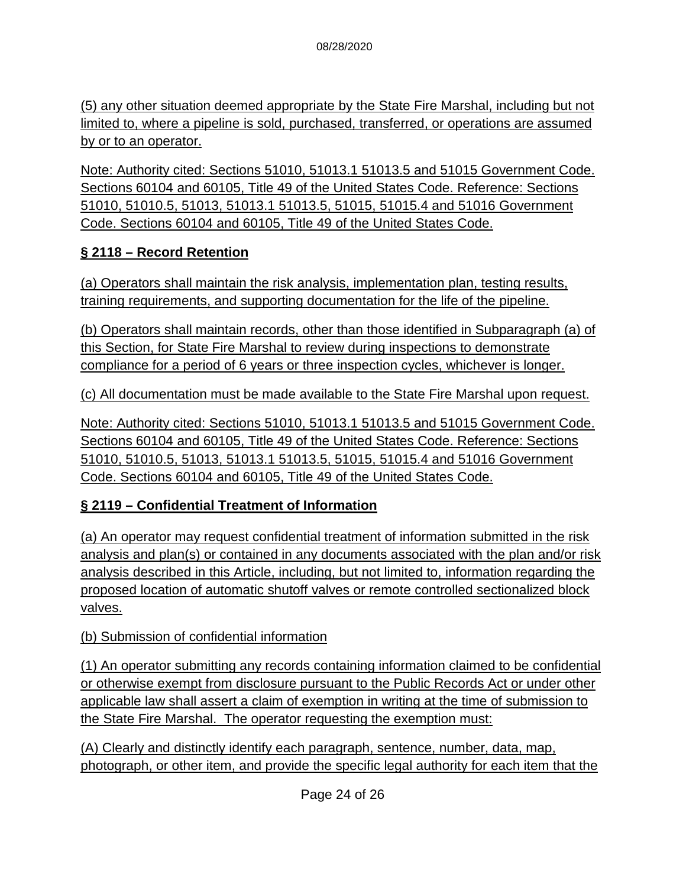(5) any other situation deemed appropriate by the State Fire Marshal, including but not limited to, where a pipeline is sold, purchased, transferred, or operations are assumed by or to an operator.

Note: Authority cited: Sections 51010, 51013.1 51013.5 and 51015 Government Code. Sections 60104 and 60105, Title 49 of the United States Code. Reference: Sections 51010, 51010.5, 51013, 51013.1 51013.5, 51015, 51015.4 and 51016 Government Code. Sections 60104 and 60105, Title 49 of the United States Code.

**§ 2118 – Record Retention**

(a) Operators shall maintain the risk analysis, implementation plan, testing results, training requirements, and supporting documentation for the life of the pipeline.

(b) Operators shall maintain records, other than those identified in Subparagraph (a) of this Section, for State Fire Marshal to review during inspections to demonstrate compliance for a period of 6 years or three inspection cycles, whichever is longer.

(c) All documentation must be made available to the State Fire Marshal upon request.

Note: Authority cited: Sections 51010, 51013.1 51013.5 and 51015 Government Code. Sections 60104 and 60105, Title 49 of the United States Code. Reference: Sections 51010, 51010.5, 51013, 51013.1 51013.5, 51015, 51015.4 and 51016 Government Code. Sections 60104 and 60105, Title 49 of the United States Code.

**§ 2119 – Confidential Treatment of Information**

(a) An operator may request confidential treatment of information submitted in the risk analysis and plan(s) or contained in any documents associated with the plan and/or risk analysis described in this Article, including, but not limited to, information regarding the proposed location of automatic shutoff valves or remote controlled sectionalized block valves.

(b) Submission of confidential information

(1) An operator submitting any records containing information claimed to be confidential or otherwise exempt from disclosure pursuant to the Public Records Act or under other applicable law shall assert a claim of exemption in writing at the time of submission to the State Fire Marshal. The operator requesting the exemption must:

(A) Clearly and distinctly identify each paragraph, sentence, number, data, map, photograph, or other item, and provide the specific legal authority for each item that the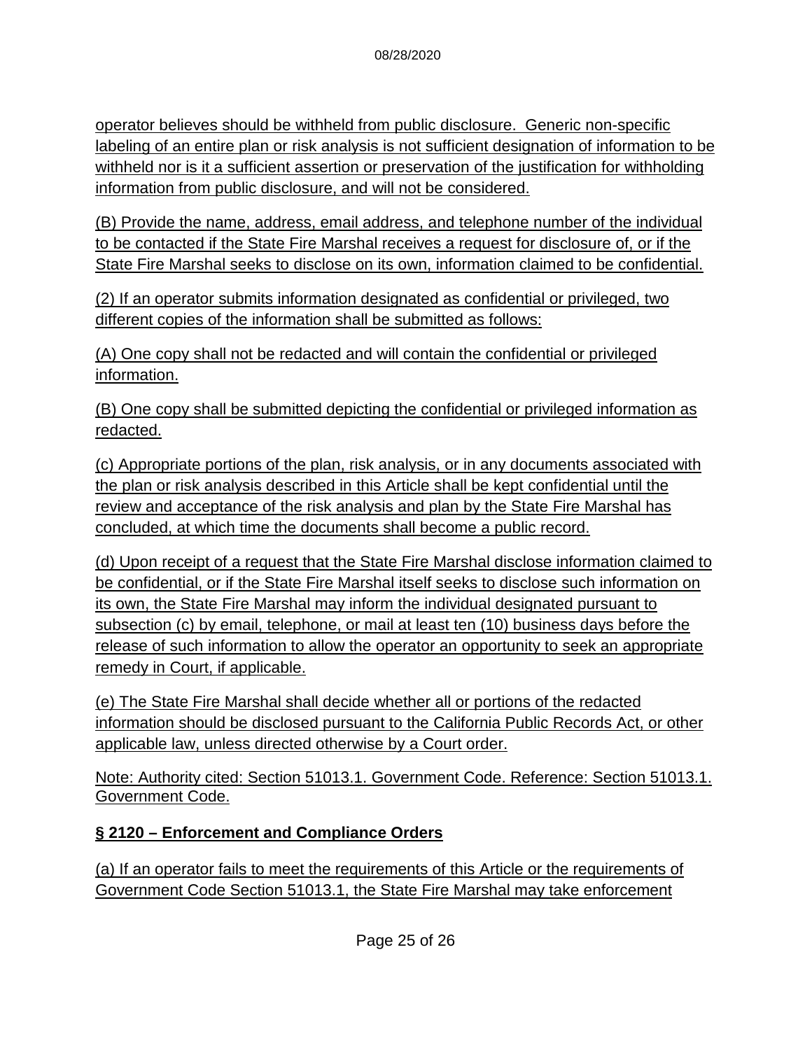operator believes should be withheld from public disclosure. Generic non-specific labeling of an entire plan or risk analysis is not sufficient designation of information to be withheld nor is it a sufficient assertion or preservation of the justification for withholding information from public disclosure, and will not be considered.

(B) Provide the name, address, email address, and telephone number of the individual to be contacted if the State Fire Marshal receives a request for disclosure of, or if the State Fire Marshal seeks to disclose on its own, information claimed to be confidential.

(2) If an operator submits information designated as confidential or privileged, two different copies of the information shall be submitted as follows:

(A) One copy shall not be redacted and will contain the confidential or privileged information.

(B) One copy shall be submitted depicting the confidential or privileged information as redacted.

(c) Appropriate portions of the plan, risk analysis, or in any documents associated with the plan or risk analysis described in this Article shall be kept confidential until the review and acceptance of the risk analysis and plan by the State Fire Marshal has concluded, at which time the documents shall become a public record.

(d) Upon receipt of a request that the State Fire Marshal disclose information claimed to be confidential, or if the State Fire Marshal itself seeks to disclose such information on its own, the State Fire Marshal may inform the individual designated pursuant to subsection (c) by email, telephone, or mail at least ten (10) business days before the release of such information to allow the operator an opportunity to seek an appropriate remedy in Court, if applicable.

(e) The State Fire Marshal shall decide whether all or portions of the redacted information should be disclosed pursuant to the California Public Records Act, or other applicable law, unless directed otherwise by a Court order.

Note: Authority cited: Section 51013.1. Government Code. Reference: Section 51013.1. Government Code.

**§ 2120 – Enforcement and Compliance Orders**

(a) If an operator fails to meet the requirements of this Article or the requirements of Government Code Section 51013.1, the State Fire Marshal may take enforcement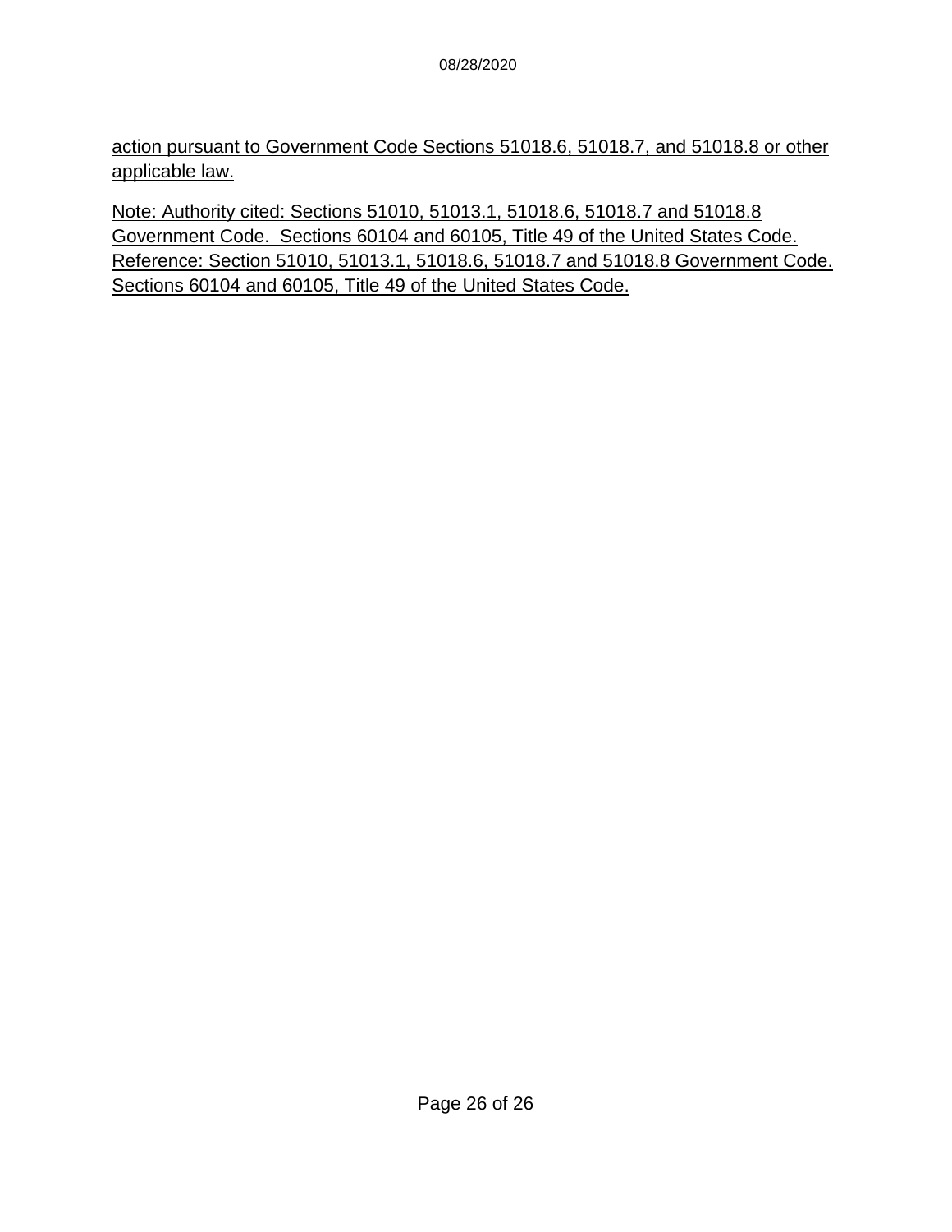action pursuant to Government Code Sections 51018.6, 51018.7, and 51018.8 or other applicable law.

Note: Authority cited: Sections 51010, 51013.1, 51018.6, 51018.7 and 51018.8 Government Code. Sections 60104 and 60105, Title 49 of the United States Code. Reference: Section 51010, 51013.1, 51018.6, 51018.7 and 51018.8 Government Code. Sections 60104 and 60105, Title 49 of the United States Code.